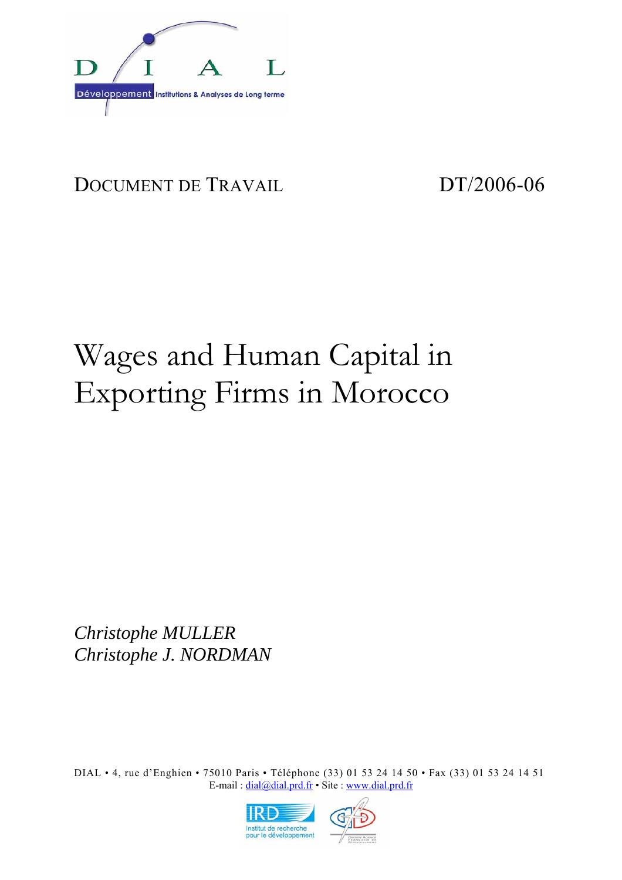DOCUMENT DE TRAVAIL DT/2006-06

# Wages and Human Capital in Exporting Firms in Morocco

*Christophe MULLER*
*Christophe J. NORDMAN*

DIAL • 4, rue d'Enghien • 75010 Paris • Téléphone (33) 01 53 24 14 50 • Fax (33) 01 53 24 14 51
E-mail : dial@dial.prd.fr • Site : www.dial.prd.fr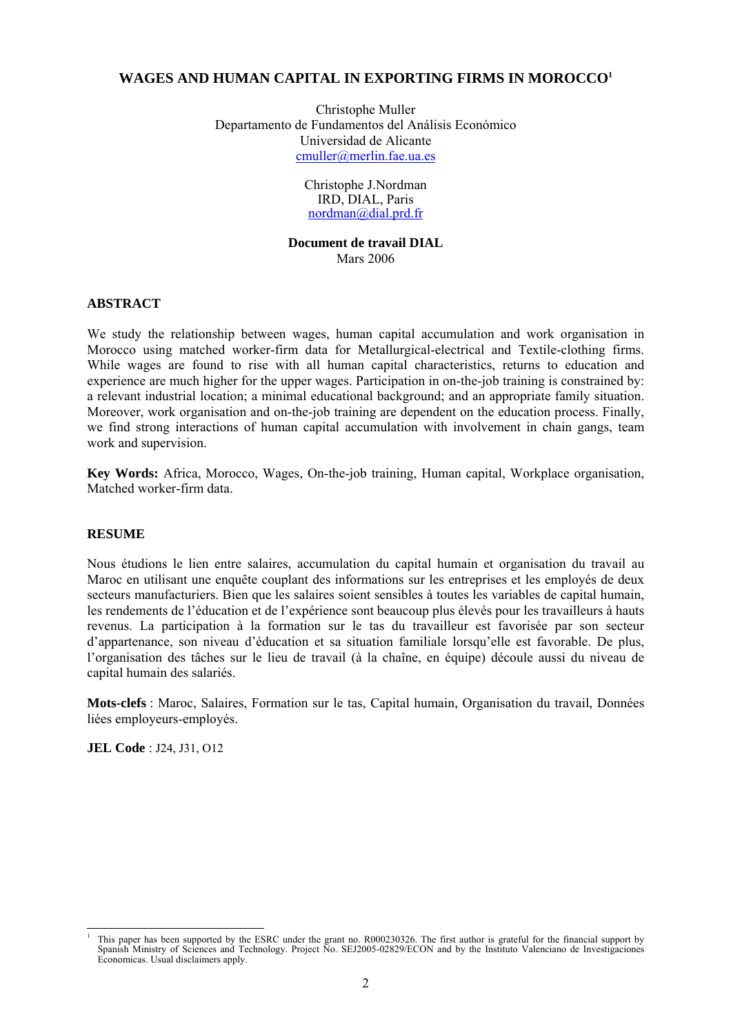# WAGES AND HUMAN CAPITAL IN EXPORTING FIRMS IN MOROCCO[1]

Christophe Muller
Departamento de Fundamentos del Análisis Económico
Universidad de Alicante
cmuller@merlin.fae.ua.es

Christophe J.Nordman
IRD, DIAL, Paris
nordman@dial.prd.fr

**Document de travail DIAL**
Mars 2006

## ABSTRACT

We study the relationship between wages, human capital accumulation and work organisation in Morocco using matched worker-firm data for Metallurgical-electrical and Textile-clothing firms. While wages are found to rise with all human capital characteristics, returns to education and experience are much higher for the upper wages. Participation in on-the-job training is constrained by: a relevant industrial location; a minimal educational background; and an appropriate family situation. Moreover, work organisation and on-the-job training are dependent on the education process. Finally, we find strong interactions of human capital accumulation with involvement in chain gangs, team work and supervision.

**Key Words:** Africa, Morocco, Wages, On-the-job training, Human capital, Workplace organisation, Matched worker-firm data.

## RESUME

Nous étudions le lien entre salaires, accumulation du capital humain et organisation du travail au Maroc en utilisant une enquête couplant des informations sur les entreprises et les employés de deux secteurs manufacturiers. Bien que les salaires soient sensibles à toutes les variables de capital humain, les rendements de l'éducation et de l'expérience sont beaucoup plus élevés pour les travailleurs à hauts revenus. La participation à la formation sur le tas du travailleur est favorisée par son secteur d'appartenance, son niveau d'éducation et sa situation familiale lorsqu'elle est favorable. De plus, l'organisation des tâches sur le lieu de travail (à la chaîne, en équipe) découle aussi du niveau de capital humain des salariés.

**Mots-clefs** : Maroc, Salaires, Formation sur le tas, Capital humain, Organisation du travail, Données liées employeurs-employés.

**JEL Code** : J24, J31, O12

---

[1] This paper has been supported by the ESRC under the grant no. R000230326. The first author is grateful for the financial support by Spanish Ministry of Sciences and Technology. Project No. SEJ2005-02829/ECON and by the Instituto Valenciano de Investigaciones Economicas. Usual disclaimers apply.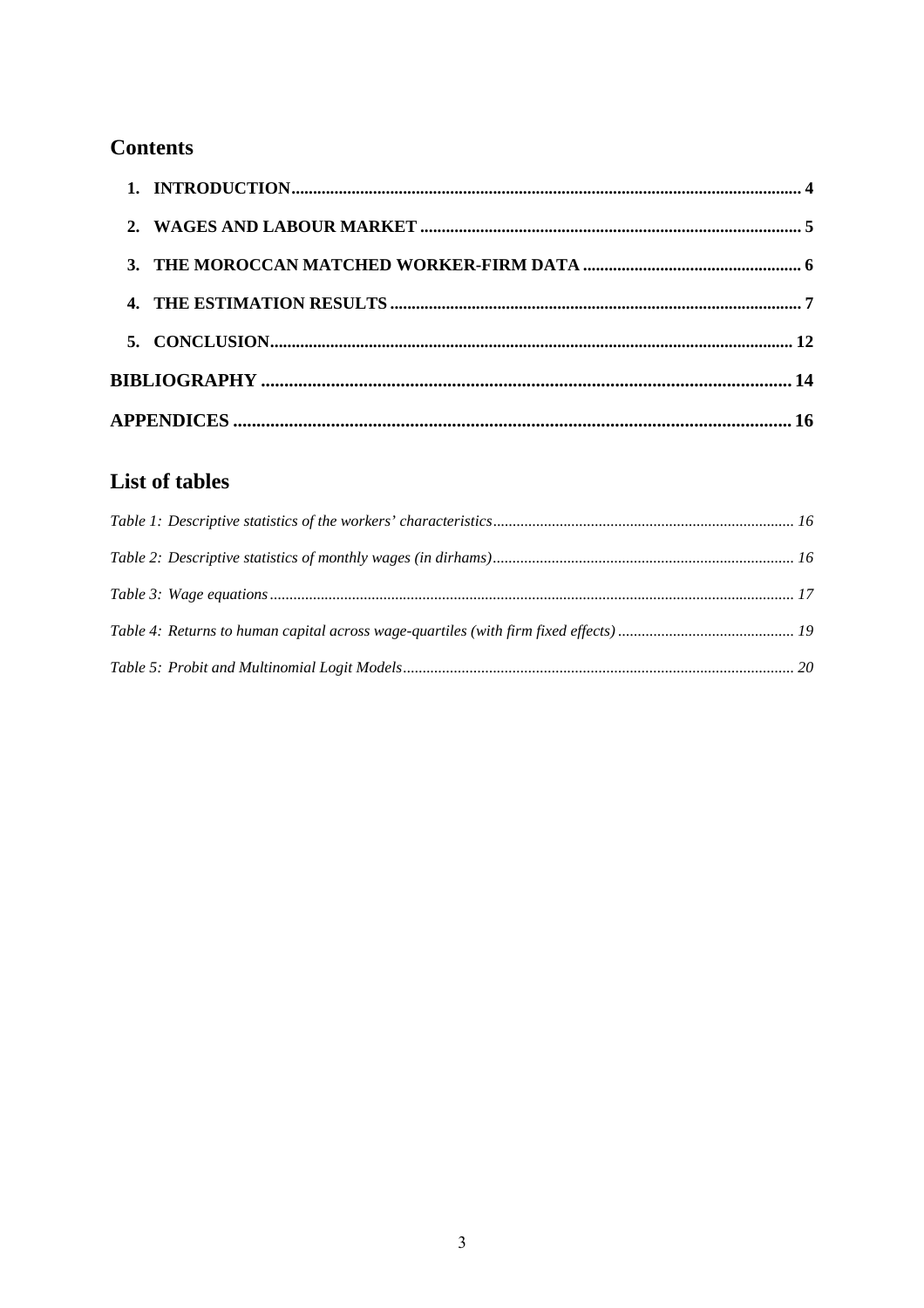## Contents

1. INTRODUCTION ........................................................................................................................ 4
2. WAGES AND LABOUR MARKET ......................................................................................... 5
3. THE MOROCCAN MATCHED WORKER-FIRM DATA .................................................. 6
4. THE ESTIMATION RESULTS .............................................................................................. 7
5. CONCLUSION......................................................................................................................... 12

**BIBLIOGRAPHY** .................................................................................................................. 14

**APPENDICES** ....................................................................................................................... 16

## List of tables

*Table 1: Descriptive statistics of the workers' characteristics* ............................................................................ 16

*Table 2: Descriptive statistics of monthly wages (in dirhams)* ............................................................................ 16

*Table 3: Wage equations* ..................................................................................................................................... 17

*Table 4: Returns to human capital across wage-quartiles (with firm fixed effects)* ............................................ 19

*Table 5: Probit and Multinomial Logit Models* .................................................................................................. 20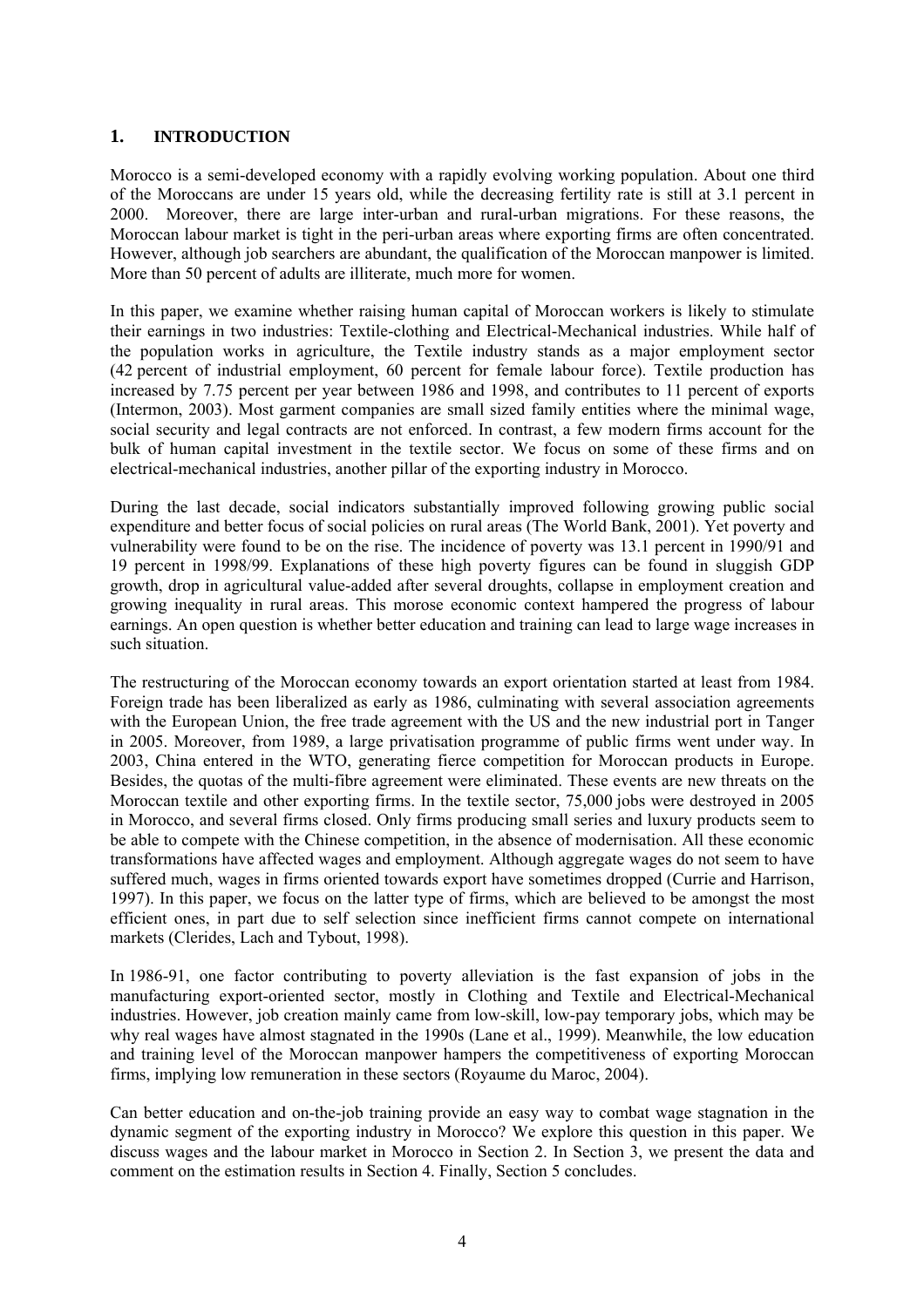## 1. INTRODUCTION

Morocco is a semi-developed economy with a rapidly evolving working population. About one third of the Moroccans are under 15 years old, while the decreasing fertility rate is still at 3.1 percent in 2000. Moreover, there are large inter-urban and rural-urban migrations. For these reasons, the Moroccan labour market is tight in the peri-urban areas where exporting firms are often concentrated. However, although job searchers are abundant, the qualification of the Moroccan manpower is limited. More than 50 percent of adults are illiterate, much more for women.

In this paper, we examine whether raising human capital of Moroccan workers is likely to stimulate their earnings in two industries: Textile-clothing and Electrical-Mechanical industries. While half of the population works in agriculture, the Textile industry stands as a major employment sector (42 percent of industrial employment, 60 percent for female labour force). Textile production has increased by 7.75 percent per year between 1986 and 1998, and contributes to 11 percent of exports (Intermon, 2003). Most garment companies are small sized family entities where the minimal wage, social security and legal contracts are not enforced. In contrast, a few modern firms account for the bulk of human capital investment in the textile sector. We focus on some of these firms and on electrical-mechanical industries, another pillar of the exporting industry in Morocco.

During the last decade, social indicators substantially improved following growing public social expenditure and better focus of social policies on rural areas (The World Bank, 2001). Yet poverty and vulnerability were found to be on the rise. The incidence of poverty was 13.1 percent in 1990/91 and 19 percent in 1998/99. Explanations of these high poverty figures can be found in sluggish GDP growth, drop in agricultural value-added after several droughts, collapse in employment creation and growing inequality in rural areas. This morose economic context hampered the progress of labour earnings. An open question is whether better education and training can lead to large wage increases in such situation.

The restructuring of the Moroccan economy towards an export orientation started at least from 1984. Foreign trade has been liberalized as early as 1986, culminating with several association agreements with the European Union, the free trade agreement with the US and the new industrial port in Tanger in 2005. Moreover, from 1989, a large privatisation programme of public firms went under way. In 2003, China entered in the WTO, generating fierce competition for Moroccan products in Europe. Besides, the quotas of the multi-fibre agreement were eliminated. These events are new threats on the Moroccan textile and other exporting firms. In the textile sector, 75,000 jobs were destroyed in 2005 in Morocco, and several firms closed. Only firms producing small series and luxury products seem to be able to compete with the Chinese competition, in the absence of modernisation. All these economic transformations have affected wages and employment. Although aggregate wages do not seem to have suffered much, wages in firms oriented towards export have sometimes dropped (Currie and Harrison, 1997). In this paper, we focus on the latter type of firms, which are believed to be amongst the most efficient ones, in part due to self selection since inefficient firms cannot compete on international markets (Clerides, Lach and Tybout, 1998).

In 1986-91, one factor contributing to poverty alleviation is the fast expansion of jobs in the manufacturing export-oriented sector, mostly in Clothing and Textile and Electrical-Mechanical industries. However, job creation mainly came from low-skill, low-pay temporary jobs, which may be why real wages have almost stagnated in the 1990s (Lane et al., 1999). Meanwhile, the low education and training level of the Moroccan manpower hampers the competitiveness of exporting Moroccan firms, implying low remuneration in these sectors (Royaume du Maroc, 2004).

Can better education and on-the-job training provide an easy way to combat wage stagnation in the dynamic segment of the exporting industry in Morocco? We explore this question in this paper. We discuss wages and the labour market in Morocco in Section 2. In Section 3, we present the data and comment on the estimation results in Section 4. Finally, Section 5 concludes.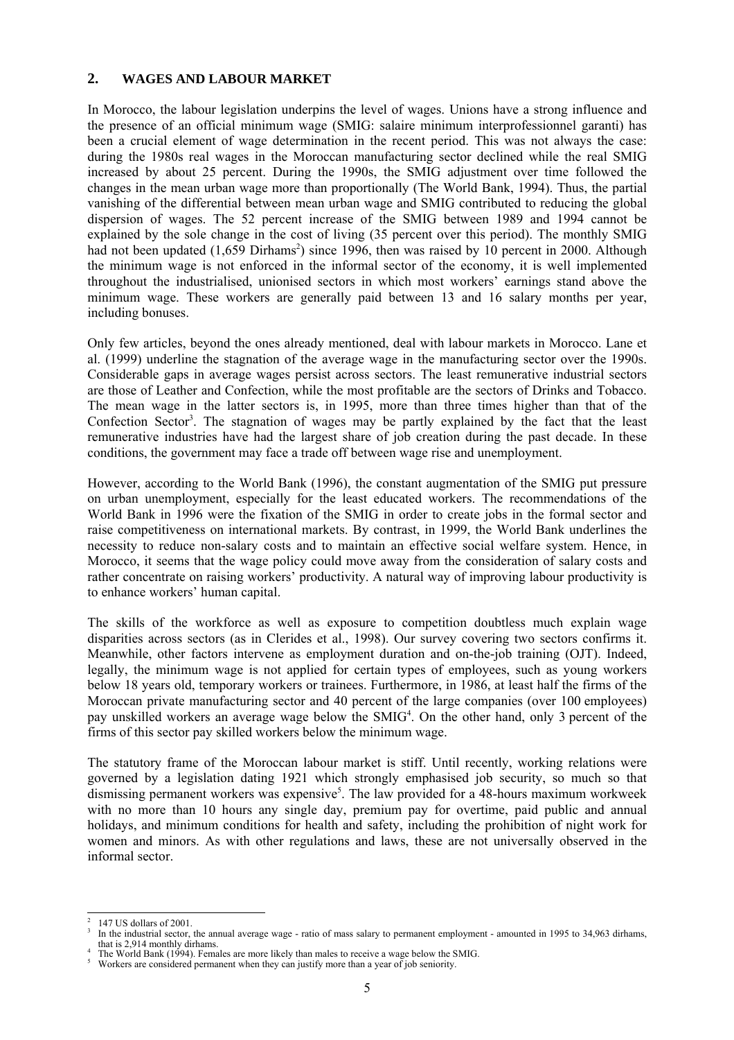## 2. WAGES AND LABOUR MARKET

In Morocco, the labour legislation underpins the level of wages. Unions have a strong influence and the presence of an official minimum wage (SMIG: salaire minimum interprofessionnel garanti) has been a crucial element of wage determination in the recent period. This was not always the case: during the 1980s real wages in the Moroccan manufacturing sector declined while the real SMIG increased by about 25 percent. During the 1990s, the SMIG adjustment over time followed the changes in the mean urban wage more than proportionally (The World Bank, 1994). Thus, the partial vanishing of the differential between mean urban wage and SMIG contributed to reducing the global dispersion of wages. The 52 percent increase of the SMIG between 1989 and 1994 cannot be explained by the sole change in the cost of living (35 percent over this period). The monthly SMIG had not been updated (1,659 Dirhams[2]) since 1996, then was raised by 10 percent in 2000. Although the minimum wage is not enforced in the informal sector of the economy, it is well implemented throughout the industrialised, unionised sectors in which most workers' earnings stand above the minimum wage. These workers are generally paid between 13 and 16 salary months per year, including bonuses.

Only few articles, beyond the ones already mentioned, deal with labour markets in Morocco. Lane et al. (1999) underline the stagnation of the average wage in the manufacturing sector over the 1990s. Considerable gaps in average wages persist across sectors. The least remunerative industrial sectors are those of Leather and Confection, while the most profitable are the sectors of Drinks and Tobacco. The mean wage in the latter sectors is, in 1995, more than three times higher than that of the Confection Sector[3]. The stagnation of wages may be partly explained by the fact that the least remunerative industries have had the largest share of job creation during the past decade. In these conditions, the government may face a trade off between wage rise and unemployment.

However, according to the World Bank (1996), the constant augmentation of the SMIG put pressure on urban unemployment, especially for the least educated workers. The recommendations of the World Bank in 1996 were the fixation of the SMIG in order to create jobs in the formal sector and raise competitiveness on international markets. By contrast, in 1999, the World Bank underlines the necessity to reduce non-salary costs and to maintain an effective social welfare system. Hence, in Morocco, it seems that the wage policy could move away from the consideration of salary costs and rather concentrate on raising workers' productivity. A natural way of improving labour productivity is to enhance workers' human capital.

The skills of the workforce as well as exposure to competition doubtless much explain wage disparities across sectors (as in Clerides et al., 1998). Our survey covering two sectors confirms it. Meanwhile, other factors intervene as employment duration and on-the-job training (OJT). Indeed, legally, the minimum wage is not applied for certain types of employees, such as young workers below 18 years old, temporary workers or trainees. Furthermore, in 1986, at least half the firms of the Moroccan private manufacturing sector and 40 percent of the large companies (over 100 employees) pay unskilled workers an average wage below the SMIG[4]. On the other hand, only 3 percent of the firms of this sector pay skilled workers below the minimum wage.

The statutory frame of the Moroccan labour market is stiff. Until recently, working relations were governed by a legislation dating 1921 which strongly emphasised job security, so much so that dismissing permanent workers was expensive[5]. The law provided for a 48-hours maximum workweek with no more than 10 hours any single day, premium pay for overtime, paid public and annual holidays, and minimum conditions for health and safety, including the prohibition of night work for women and minors. As with other regulations and laws, these are not universally observed in the informal sector.

---

[2] 147 US dollars of 2001.

[3] In the industrial sector, the annual average wage - ratio of mass salary to permanent employment - amounted in 1995 to 34,963 dirhams, that is 2,914 monthly dirhams.

[4] The World Bank (1994). Females are more likely than males to receive a wage below the SMIG.

[5] Workers are considered permanent when they can justify more than a year of job seniority.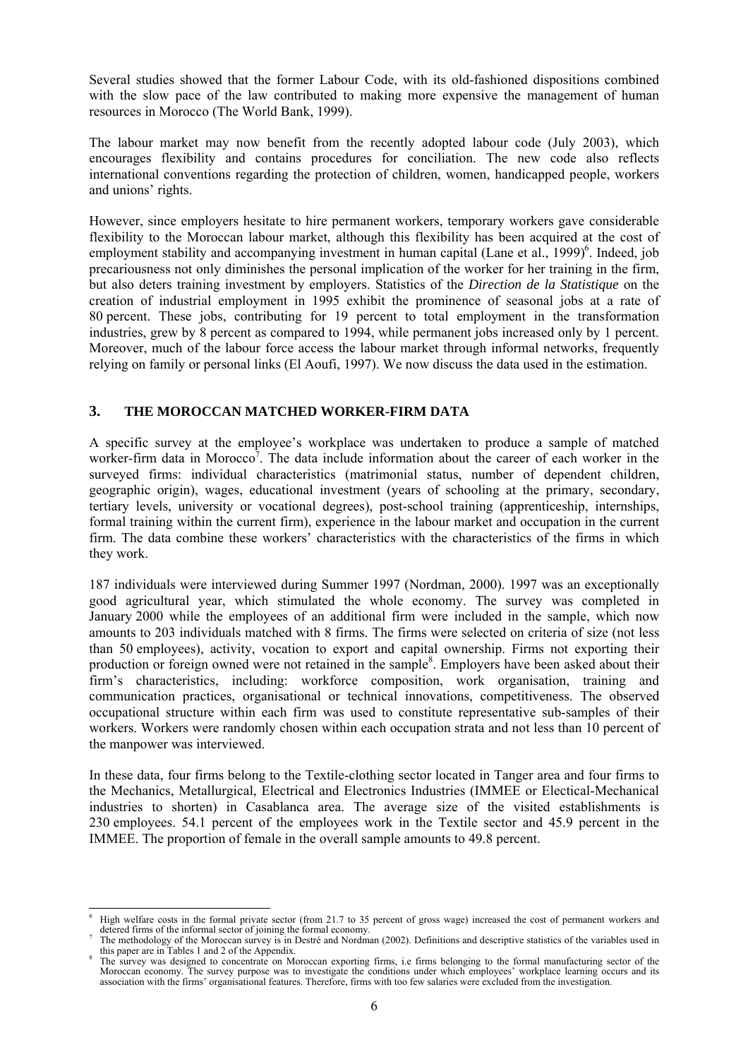Several studies showed that the former Labour Code, with its old-fashioned dispositions combined with the slow pace of the law contributed to making more expensive the management of human resources in Morocco (The World Bank, 1999).

The labour market may now benefit from the recently adopted labour code (July 2003), which encourages flexibility and contains procedures for conciliation. The new code also reflects international conventions regarding the protection of children, women, handicapped people, workers and unions' rights.

However, since employers hesitate to hire permanent workers, temporary workers gave considerable flexibility to the Moroccan labour market, although this flexibility has been acquired at the cost of employment stability and accompanying investment in human capital (Lane et al., 1999)[6]. Indeed, job precariousness not only diminishes the personal implication of the worker for her training in the firm, but also deters training investment by employers. Statistics of the *Direction de la Statistique* on the creation of industrial employment in 1995 exhibit the prominence of seasonal jobs at a rate of 80 percent. These jobs, contributing for 19 percent to total employment in the transformation industries, grew by 8 percent as compared to 1994, while permanent jobs increased only by 1 percent. Moreover, much of the labour force access the labour market through informal networks, frequently relying on family or personal links (El Aoufi, 1997). We now discuss the data used in the estimation.

## 3. THE MOROCCAN MATCHED WORKER-FIRM DATA

A specific survey at the employee's workplace was undertaken to produce a sample of matched worker-firm data in Morocco[7]. The data include information about the career of each worker in the surveyed firms: individual characteristics (matrimonial status, number of dependent children, geographic origin), wages, educational investment (years of schooling at the primary, secondary, tertiary levels, university or vocational degrees), post-school training (apprenticeship, internships, formal training within the current firm), experience in the labour market and occupation in the current firm. The data combine these workers' characteristics with the characteristics of the firms in which they work.

187 individuals were interviewed during Summer 1997 (Nordman, 2000). 1997 was an exceptionally good agricultural year, which stimulated the whole economy. The survey was completed in January 2000 while the employees of an additional firm were included in the sample, which now amounts to 203 individuals matched with 8 firms. The firms were selected on criteria of size (not less than 50 employees), activity, vocation to export and capital ownership. Firms not exporting their production or foreign owned were not retained in the sample[8]. Employers have been asked about their firm's characteristics, including: workforce composition, work organisation, training and communication practices, organisational or technical innovations, competitiveness. The observed occupational structure within each firm was used to constitute representative sub-samples of their workers. Workers were randomly chosen within each occupation strata and not less than 10 percent of the manpower was interviewed.

In these data, four firms belong to the Textile-clothing sector located in Tanger area and four firms to the Mechanics, Metallurgical, Electrical and Electronics Industries (IMMEE or Electical-Mechanical industries to shorten) in Casablanca area. The average size of the visited establishments is 230 employees. 54.1 percent of the employees work in the Textile sector and 45.9 percent in the IMMEE. The proportion of female in the overall sample amounts to 49.8 percent.

---

[6] High welfare costs in the formal private sector (from 21.7 to 35 percent of gross wage) increased the cost of permanent workers and detered firms of the informal sector of joining the formal economy.

[7] The methodology of the Moroccan survey is in Destré and Nordman (2002). Definitions and descriptive statistics of the variables used in this paper are in Tables 1 and 2 of the Appendix.

[8] The survey was designed to concentrate on Moroccan exporting firms, i.e firms belonging to the formal manufacturing sector of the Moroccan economy. The survey purpose was to investigate the conditions under which employees' workplace learning occurs and its association with the firms' organisational features. Therefore, firms with too few salaries were excluded from the investigation.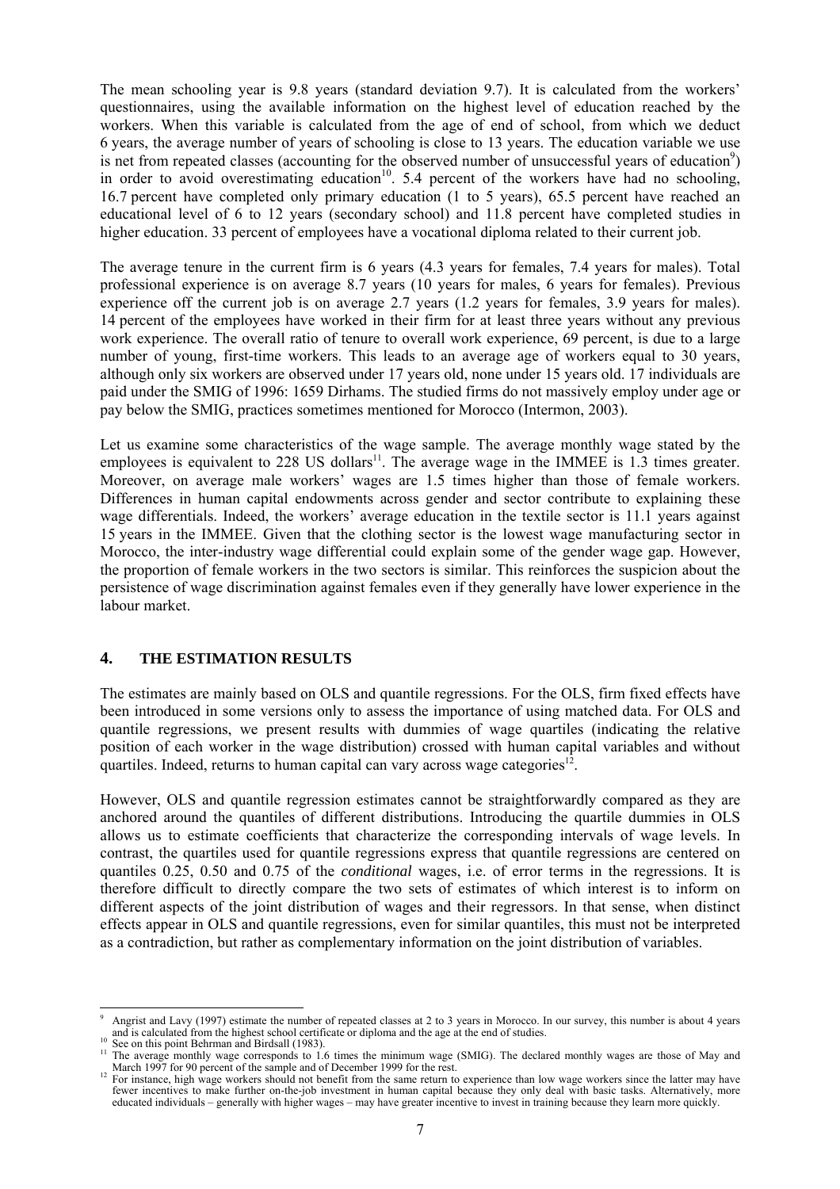The mean schooling year is 9.8 years (standard deviation 9.7). It is calculated from the workers' questionnaires, using the available information on the highest level of education reached by the workers. When this variable is calculated from the age of end of school, from which we deduct 6 years, the average number of years of schooling is close to 13 years. The education variable we use is net from repeated classes (accounting for the observed number of unsuccessful years of education[9]) in order to avoid overestimating education[10]. 5.4 percent of the workers have had no schooling, 16.7 percent have completed only primary education (1 to 5 years), 65.5 percent have reached an educational level of 6 to 12 years (secondary school) and 11.8 percent have completed studies in higher education. 33 percent of employees have a vocational diploma related to their current job.

The average tenure in the current firm is 6 years (4.3 years for females, 7.4 years for males). Total professional experience is on average 8.7 years (10 years for males, 6 years for females). Previous experience off the current job is on average 2.7 years (1.2 years for females, 3.9 years for males). 14 percent of the employees have worked in their firm for at least three years without any previous work experience. The overall ratio of tenure to overall work experience, 69 percent, is due to a large number of young, first-time workers. This leads to an average age of workers equal to 30 years, although only six workers are observed under 17 years old, none under 15 years old. 17 individuals are paid under the SMIG of 1996: 1659 Dirhams. The studied firms do not massively employ under age or pay below the SMIG, practices sometimes mentioned for Morocco (Intermon, 2003).

Let us examine some characteristics of the wage sample. The average monthly wage stated by the employees is equivalent to 228 US dollars[11]. The average wage in the IMMEE is 1.3 times greater. Moreover, on average male workers' wages are 1.5 times higher than those of female workers. Differences in human capital endowments across gender and sector contribute to explaining these wage differentials. Indeed, the workers' average education in the textile sector is 11.1 years against 15 years in the IMMEE. Given that the clothing sector is the lowest wage manufacturing sector in Morocco, the inter-industry wage differential could explain some of the gender wage gap. However, the proportion of female workers in the two sectors is similar. This reinforces the suspicion about the persistence of wage discrimination against females even if they generally have lower experience in the labour market.

## 4. THE ESTIMATION RESULTS

The estimates are mainly based on OLS and quantile regressions. For the OLS, firm fixed effects have been introduced in some versions only to assess the importance of using matched data. For OLS and quantile regressions, we present results with dummies of wage quartiles (indicating the relative position of each worker in the wage distribution) crossed with human capital variables and without quartiles. Indeed, returns to human capital can vary across wage categories[12].

However, OLS and quantile regression estimates cannot be straightforwardly compared as they are anchored around the quantiles of different distributions. Introducing the quartile dummies in OLS allows us to estimate coefficients that characterize the corresponding intervals of wage levels. In contrast, the quartiles used for quantile regressions express that quantile regressions are centered on quantiles 0.25, 0.50 and 0.75 of the *conditional* wages, i.e. of error terms in the regressions. It is therefore difficult to directly compare the two sets of estimates of which interest is to inform on different aspects of the joint distribution of wages and their regressors. In that sense, when distinct effects appear in OLS and quantile regressions, even for similar quantiles, this must not be interpreted as a contradiction, but rather as complementary information on the joint distribution of variables.

---

[9] Angrist and Lavy (1997) estimate the number of repeated classes at 2 to 3 years in Morocco. In our survey, this number is about 4 years and is calculated from the highest school certificate or diploma and the age at the end of studies.

[10] See on this point Behrman and Birdsall (1983).

[11] The average monthly wage corresponds to 1.6 times the minimum wage (SMIG). The declared monthly wages are those of May and March 1997 for 90 percent of the sample and of December 1999 for the rest.

[12] For instance, high wage workers should not benefit from the same return to experience than low wage workers since the latter may have fewer incentives to make further on-the-job investment in human capital because they only deal with basic tasks. Alternatively, more educated individuals – generally with higher wages – may have greater incentive to invest in training because they learn more quickly.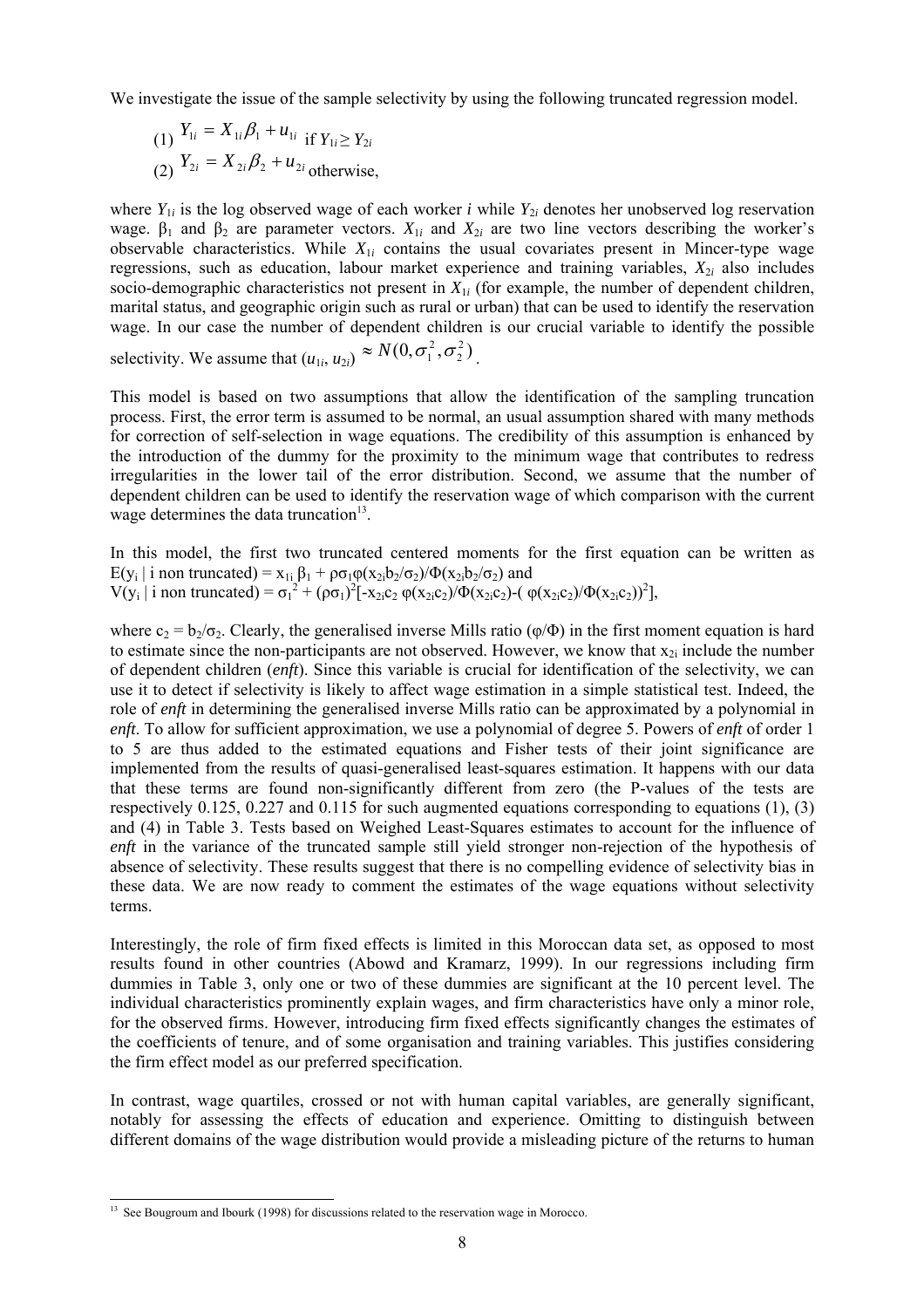We investigate the issue of the sample selectivity by using the following truncated regression model.

(1) $Y_{1i} = X_{1i}\beta_1 + u_{1i}$ if $Y_{1i} \geq Y_{2i}$

(2) $Y_{2i} = X_{2i}\beta_2 + u_{2i}$ otherwise,

where $Y_{1i}$ is the log observed wage of each worker *i* while $Y_{2i}$ denotes her unobserved log reservation wage. $\beta_1$ and $\beta_2$ are parameter vectors. $X_{1i}$ and $X_{2i}$ are two line vectors describing the worker's observable characteristics. While $X_{1i}$ contains the usual covariates present in Mincer-type wage regressions, such as education, labour market experience and training variables, $X_{2i}$ also includes socio-demographic characteristics not present in $X_{1i}$ (for example, the number of dependent children, marital status, and geographic origin such as rural or urban) that can be used to identify the reservation wage. In our case the number of dependent children is our crucial variable to identify the possible selectivity. We assume that $(u_{1i}, u_{2i}) \approx N(0, \sigma_1^2, \sigma_2^2)$.

This model is based on two assumptions that allow the identification of the sampling truncation process. First, the error term is assumed to be normal, an usual assumption shared with many methods for correction of self-selection in wage equations. The credibility of this assumption is enhanced by the introduction of the dummy for the proximity to the minimum wage that contributes to redress irregularities in the lower tail of the error distribution. Second, we assume that the number of dependent children can be used to identify the reservation wage of which comparison with the current wage determines the data truncation[13].

In this model, the first two truncated centered moments for the first equation can be written as $E(y_i \mid \text{i non truncated}) = x_{1i}\,\beta_1 + \rho\sigma_1\varphi(x_{2i}b_2/\sigma_2)/\Phi(x_{2i}b_2/\sigma_2)$ and
$V(y_i \mid \text{i non truncated}) = \sigma_1^2 + (\rho\sigma_1)^2[-x_{2i}c_2\,\varphi(x_{2i}c_2)/\Phi(x_{2i}c_2)-(\varphi(x_{2i}c_2)/\Phi(x_{2i}c_2))^2]$,

where $c_2 = b_2/\sigma_2$. Clearly, the generalised inverse Mills ratio ($\varphi/\Phi$) in the first moment equation is hard to estimate since the non-participants are not observed. However, we know that $x_{2i}$ include the number of dependent children (*enft*). Since this variable is crucial for identification of the selectivity, we can use it to detect if selectivity is likely to affect wage estimation in a simple statistical test. Indeed, the role of *enft* in determining the generalised inverse Mills ratio can be approximated by a polynomial in *enft*. To allow for sufficient approximation, we use a polynomial of degree 5. Powers of *enft* of order 1 to 5 are thus added to the estimated equations and Fisher tests of their joint significance are implemented from the results of quasi-generalised least-squares estimation. It happens with our data that these terms are found non-significantly different from zero (the P-values of the tests are respectively 0.125, 0.227 and 0.115 for such augmented equations corresponding to equations (1), (3) and (4) in Table 3. Tests based on Weighed Least-Squares estimates to account for the influence of *enft* in the variance of the truncated sample still yield stronger non-rejection of the hypothesis of absence of selectivity. These results suggest that there is no compelling evidence of selectivity bias in these data. We are now ready to comment the estimates of the wage equations without selectivity terms.

Interestingly, the role of firm fixed effects is limited in this Moroccan data set, as opposed to most results found in other countries (Abowd and Kramarz, 1999). In our regressions including firm dummies in Table 3, only one or two of these dummies are significant at the 10 percent level. The individual characteristics prominently explain wages, and firm characteristics have only a minor role, for the observed firms. However, introducing firm fixed effects significantly changes the estimates of the coefficients of tenure, and of some organisation and training variables. This justifies considering the firm effect model as our preferred specification.

In contrast, wage quartiles, crossed or not with human capital variables, are generally significant, notably for assessing the effects of education and experience. Omitting to distinguish between different domains of the wage distribution would provide a misleading picture of the returns to human

---

[13] See Bougroum and Ibourk (1998) for discussions related to the reservation wage in Morocco.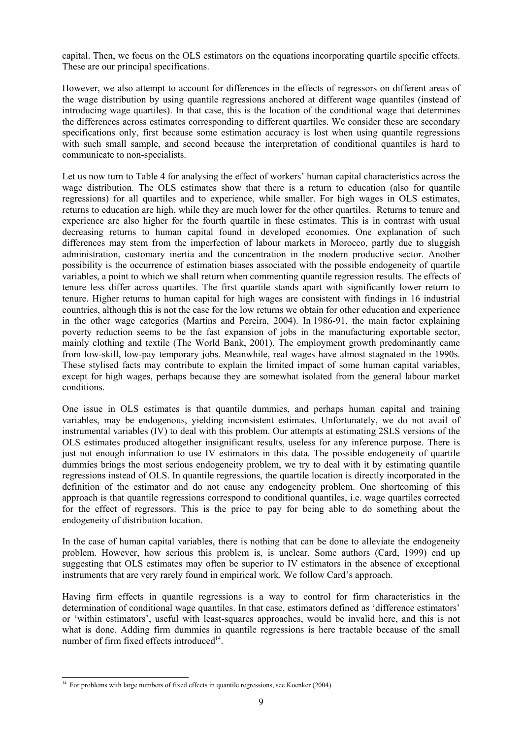capital. Then, we focus on the OLS estimators on the equations incorporating quartile specific effects. These are our principal specifications.

However, we also attempt to account for differences in the effects of regressors on different areas of the wage distribution by using quantile regressions anchored at different wage quantiles (instead of introducing wage quartiles). In that case, this is the location of the conditional wage that determines the differences across estimates corresponding to different quartiles. We consider these are secondary specifications only, first because some estimation accuracy is lost when using quantile regressions with such small sample, and second because the interpretation of conditional quantiles is hard to communicate to non-specialists.

Let us now turn to Table 4 for analysing the effect of workers' human capital characteristics across the wage distribution. The OLS estimates show that there is a return to education (also for quantile regressions) for all quartiles and to experience, while smaller. For high wages in OLS estimates, returns to education are high, while they are much lower for the other quartiles. Returns to tenure and experience are also higher for the fourth quartile in these estimates. This is in contrast with usual decreasing returns to human capital found in developed economies. One explanation of such differences may stem from the imperfection of labour markets in Morocco, partly due to sluggish administration, customary inertia and the concentration in the modern productive sector. Another possibility is the occurrence of estimation biases associated with the possible endogeneity of quartile variables, a point to which we shall return when commenting quantile regression results. The effects of tenure less differ across quartiles. The first quartile stands apart with significantly lower return to tenure. Higher returns to human capital for high wages are consistent with findings in 16 industrial countries, although this is not the case for the low returns we obtain for other education and experience in the other wage categories (Martins and Pereira, 2004). In 1986-91, the main factor explaining poverty reduction seems to be the fast expansion of jobs in the manufacturing exportable sector, mainly clothing and textile (The World Bank, 2001). The employment growth predominantly came from low-skill, low-pay temporary jobs. Meanwhile, real wages have almost stagnated in the 1990s. These stylised facts may contribute to explain the limited impact of some human capital variables, except for high wages, perhaps because they are somewhat isolated from the general labour market conditions.

One issue in OLS estimates is that quantile dummies, and perhaps human capital and training variables, may be endogenous, yielding inconsistent estimates. Unfortunately, we do not avail of instrumental variables (IV) to deal with this problem. Our attempts at estimating 2SLS versions of the OLS estimates produced altogether insignificant results, useless for any inference purpose. There is just not enough information to use IV estimators in this data. The possible endogeneity of quartile dummies brings the most serious endogeneity problem, we try to deal with it by estimating quantile regressions instead of OLS. In quantile regressions, the quartile location is directly incorporated in the definition of the estimator and do not cause any endogeneity problem. One shortcoming of this approach is that quantile regressions correspond to conditional quantiles, i.e. wage quartiles corrected for the effect of regressors. This is the price to pay for being able to do something about the endogeneity of distribution location.

In the case of human capital variables, there is nothing that can be done to alleviate the endogeneity problem. However, how serious this problem is, is unclear. Some authors (Card, 1999) end up suggesting that OLS estimates may often be superior to IV estimators in the absence of exceptional instruments that are very rarely found in empirical work. We follow Card's approach.

Having firm effects in quantile regressions is a way to control for firm characteristics in the determination of conditional wage quantiles. In that case, estimators defined as 'difference estimators' or 'within estimators', useful with least-squares approaches, would be invalid here, and this is not what is done. Adding firm dummies in quantile regressions is here tractable because of the small number of firm fixed effects introduced[14].

[14] For problems with large numbers of fixed effects in quantile regressions, see Koenker (2004).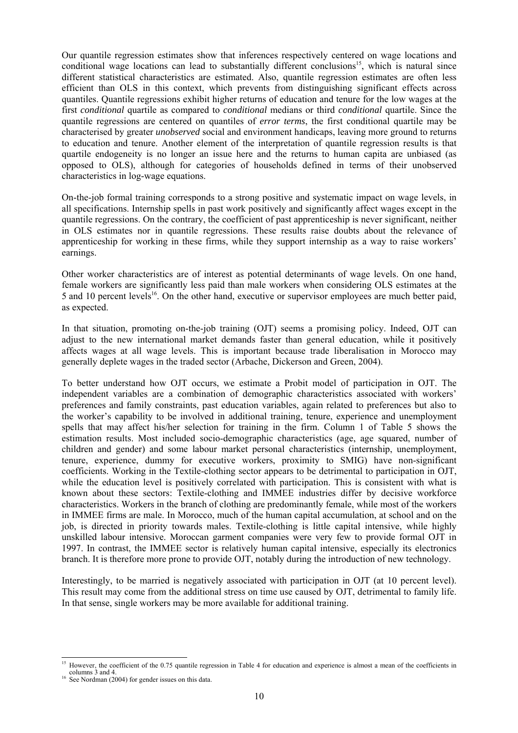Our quantile regression estimates show that inferences respectively centered on wage locations and conditional wage locations can lead to substantially different conclusions[15], which is natural since different statistical characteristics are estimated. Also, quantile regression estimates are often less efficient than OLS in this context, which prevents from distinguishing significant effects across quantiles. Quantile regressions exhibit higher returns of education and tenure for the low wages at the first *conditional* quartile as compared to *conditional* medians or third *conditional* quartile. Since the quantile regressions are centered on quantiles of *error terms*, the first conditional quartile may be characterised by greater *unobserved* social and environment handicaps, leaving more ground to returns to education and tenure. Another element of the interpretation of quantile regression results is that quartile endogeneity is no longer an issue here and the returns to human capita are unbiased (as opposed to OLS), although for categories of households defined in terms of their unobserved characteristics in log-wage equations.

On-the-job formal training corresponds to a strong positive and systematic impact on wage levels, in all specifications. Internship spells in past work positively and significantly affect wages except in the quantile regressions. On the contrary, the coefficient of past apprenticeship is never significant, neither in OLS estimates nor in quantile regressions. These results raise doubts about the relevance of apprenticeship for working in these firms, while they support internship as a way to raise workers' earnings.

Other worker characteristics are of interest as potential determinants of wage levels. On one hand, female workers are significantly less paid than male workers when considering OLS estimates at the 5 and 10 percent levels[16]. On the other hand, executive or supervisor employees are much better paid, as expected.

In that situation, promoting on-the-job training (OJT) seems a promising policy. Indeed, OJT can adjust to the new international market demands faster than general education, while it positively affects wages at all wage levels. This is important because trade liberalisation in Morocco may generally deplete wages in the traded sector (Arbache, Dickerson and Green, 2004).

To better understand how OJT occurs, we estimate a Probit model of participation in OJT. The independent variables are a combination of demographic characteristics associated with workers' preferences and family constraints, past education variables, again related to preferences but also to the worker's capability to be involved in additional training, tenure, experience and unemployment spells that may affect his/her selection for training in the firm. Column 1 of Table 5 shows the estimation results. Most included socio-demographic characteristics (age, age squared, number of children and gender) and some labour market personal characteristics (internship, unemployment, tenure, experience, dummy for executive workers, proximity to SMIG) have non-significant coefficients. Working in the Textile-clothing sector appears to be detrimental to participation in OJT, while the education level is positively correlated with participation. This is consistent with what is known about these sectors: Textile-clothing and IMMEE industries differ by decisive workforce characteristics. Workers in the branch of clothing are predominantly female, while most of the workers in IMMEE firms are male. In Morocco, much of the human capital accumulation, at school and on the job, is directed in priority towards males. Textile-clothing is little capital intensive, while highly unskilled labour intensive. Moroccan garment companies were very few to provide formal OJT in 1997. In contrast, the IMMEE sector is relatively human capital intensive, especially its electronics branch. It is therefore more prone to provide OJT, notably during the introduction of new technology.

Interestingly, to be married is negatively associated with participation in OJT (at 10 percent level). This result may come from the additional stress on time use caused by OJT, detrimental to family life. In that sense, single workers may be more available for additional training.

---

[15] However, the coefficient of the 0.75 quantile regression in Table 4 for education and experience is almost a mean of the coefficients in columns 3 and 4.

[16] See Nordman (2004) for gender issues on this data.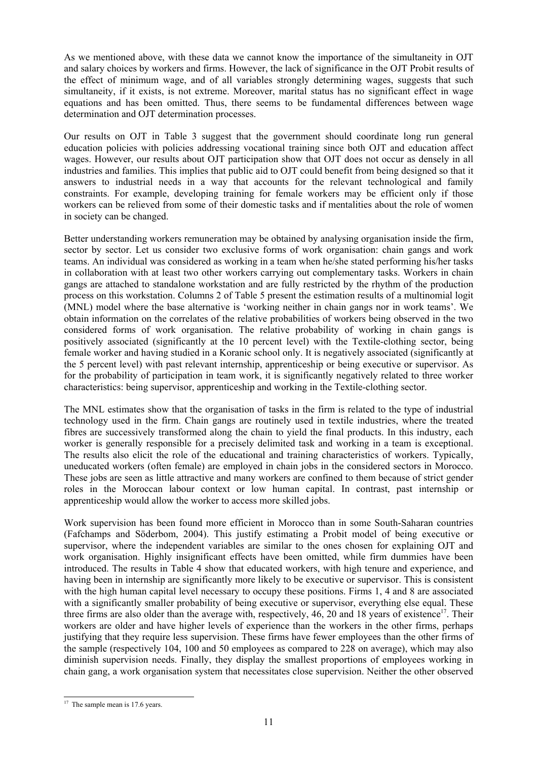As we mentioned above, with these data we cannot know the importance of the simultaneity in OJT and salary choices by workers and firms. However, the lack of significance in the OJT Probit results of the effect of minimum wage, and of all variables strongly determining wages, suggests that such simultaneity, if it exists, is not extreme. Moreover, marital status has no significant effect in wage equations and has been omitted. Thus, there seems to be fundamental differences between wage determination and OJT determination processes.

Our results on OJT in Table 3 suggest that the government should coordinate long run general education policies with policies addressing vocational training since both OJT and education affect wages. However, our results about OJT participation show that OJT does not occur as densely in all industries and families. This implies that public aid to OJT could benefit from being designed so that it answers to industrial needs in a way that accounts for the relevant technological and family constraints. For example, developing training for female workers may be efficient only if those workers can be relieved from some of their domestic tasks and if mentalities about the role of women in society can be changed.

Better understanding workers remuneration may be obtained by analysing organisation inside the firm, sector by sector. Let us consider two exclusive forms of work organisation: chain gangs and work teams. An individual was considered as working in a team when he/she stated performing his/her tasks in collaboration with at least two other workers carrying out complementary tasks. Workers in chain gangs are attached to standalone workstation and are fully restricted by the rhythm of the production process on this workstation. Columns 2 of Table 5 present the estimation results of a multinomial logit (MNL) model where the base alternative is 'working neither in chain gangs nor in work teams'. We obtain information on the correlates of the relative probabilities of workers being observed in the two considered forms of work organisation. The relative probability of working in chain gangs is positively associated (significantly at the 10 percent level) with the Textile-clothing sector, being female worker and having studied in a Koranic school only. It is negatively associated (significantly at the 5 percent level) with past relevant internship, apprenticeship or being executive or supervisor. As for the probability of participation in team work, it is significantly negatively related to three worker characteristics: being supervisor, apprenticeship and working in the Textile-clothing sector.

The MNL estimates show that the organisation of tasks in the firm is related to the type of industrial technology used in the firm. Chain gangs are routinely used in textile industries, where the treated fibres are successively transformed along the chain to yield the final products. In this industry, each worker is generally responsible for a precisely delimited task and working in a team is exceptional. The results also elicit the role of the educational and training characteristics of workers. Typically, uneducated workers (often female) are employed in chain jobs in the considered sectors in Morocco. These jobs are seen as little attractive and many workers are confined to them because of strict gender roles in the Moroccan labour context or low human capital. In contrast, past internship or apprenticeship would allow the worker to access more skilled jobs.

Work supervision has been found more efficient in Morocco than in some South-Saharan countries (Fafchamps and Söderbom, 2004). This justify estimating a Probit model of being executive or supervisor, where the independent variables are similar to the ones chosen for explaining OJT and work organisation. Highly insignificant effects have been omitted, while firm dummies have been introduced. The results in Table 4 show that educated workers, with high tenure and experience, and having been in internship are significantly more likely to be executive or supervisor. This is consistent with the high human capital level necessary to occupy these positions. Firms 1, 4 and 8 are associated with a significantly smaller probability of being executive or supervisor, everything else equal. These three firms are also older than the average with, respectively, 46, 20 and 18 years of existence[17]. Their workers are older and have higher levels of experience than the workers in the other firms, perhaps justifying that they require less supervision. These firms have fewer employees than the other firms of the sample (respectively 104, 100 and 50 employees as compared to 228 on average), which may also diminish supervision needs. Finally, they display the smallest proportions of employees working in chain gang, a work organisation system that necessitates close supervision. Neither the other observed

[17] The sample mean is 17.6 years.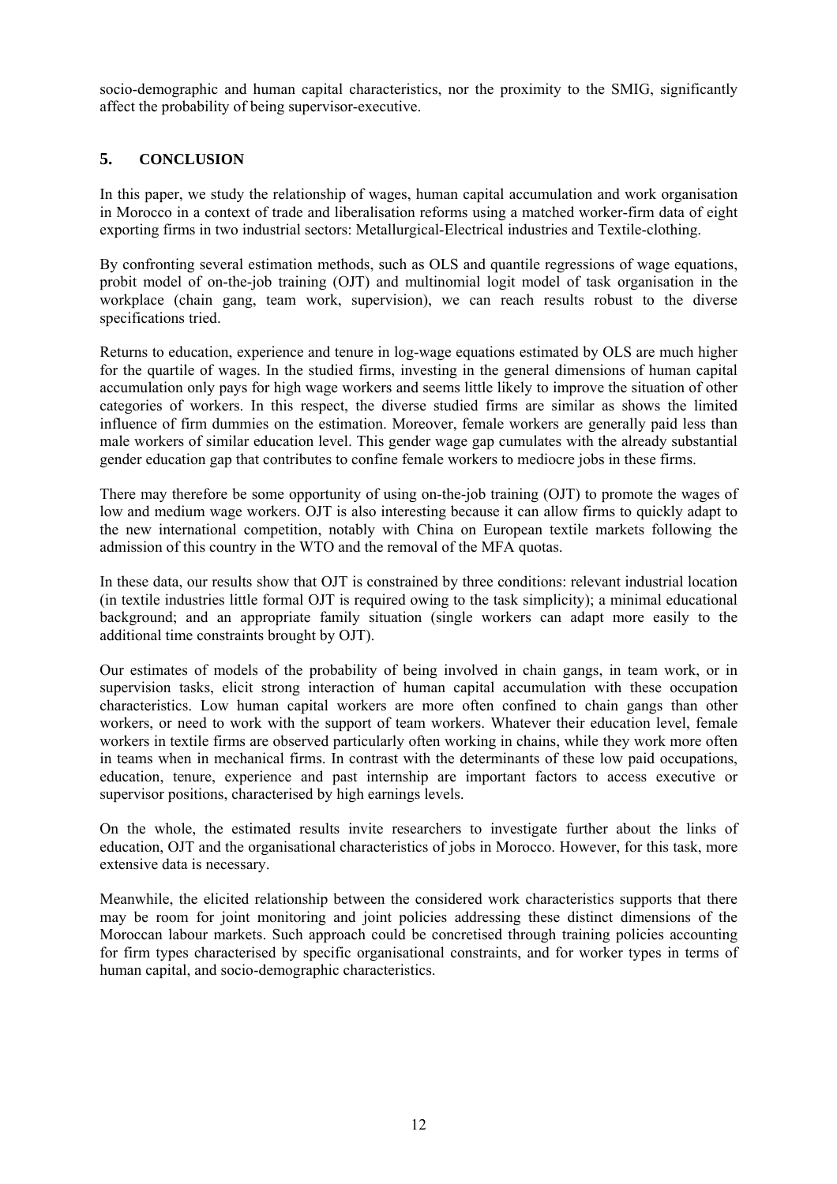socio-demographic and human capital characteristics, nor the proximity to the SMIG, significantly affect the probability of being supervisor-executive.

## 5. CONCLUSION

In this paper, we study the relationship of wages, human capital accumulation and work organisation in Morocco in a context of trade and liberalisation reforms using a matched worker-firm data of eight exporting firms in two industrial sectors: Metallurgical-Electrical industries and Textile-clothing.

By confronting several estimation methods, such as OLS and quantile regressions of wage equations, probit model of on-the-job training (OJT) and multinomial logit model of task organisation in the workplace (chain gang, team work, supervision), we can reach results robust to the diverse specifications tried.

Returns to education, experience and tenure in log-wage equations estimated by OLS are much higher for the quartile of wages. In the studied firms, investing in the general dimensions of human capital accumulation only pays for high wage workers and seems little likely to improve the situation of other categories of workers. In this respect, the diverse studied firms are similar as shows the limited influence of firm dummies on the estimation. Moreover, female workers are generally paid less than male workers of similar education level. This gender wage gap cumulates with the already substantial gender education gap that contributes to confine female workers to mediocre jobs in these firms.

There may therefore be some opportunity of using on-the-job training (OJT) to promote the wages of low and medium wage workers. OJT is also interesting because it can allow firms to quickly adapt to the new international competition, notably with China on European textile markets following the admission of this country in the WTO and the removal of the MFA quotas.

In these data, our results show that OJT is constrained by three conditions: relevant industrial location (in textile industries little formal OJT is required owing to the task simplicity); a minimal educational background; and an appropriate family situation (single workers can adapt more easily to the additional time constraints brought by OJT).

Our estimates of models of the probability of being involved in chain gangs, in team work, or in supervision tasks, elicit strong interaction of human capital accumulation with these occupation characteristics. Low human capital workers are more often confined to chain gangs than other workers, or need to work with the support of team workers. Whatever their education level, female workers in textile firms are observed particularly often working in chains, while they work more often in teams when in mechanical firms. In contrast with the determinants of these low paid occupations, education, tenure, experience and past internship are important factors to access executive or supervisor positions, characterised by high earnings levels.

On the whole, the estimated results invite researchers to investigate further about the links of education, OJT and the organisational characteristics of jobs in Morocco. However, for this task, more extensive data is necessary.

Meanwhile, the elicited relationship between the considered work characteristics supports that there may be room for joint monitoring and joint policies addressing these distinct dimensions of the Moroccan labour markets. Such approach could be concretised through training policies accounting for firm types characterised by specific organisational constraints, and for worker types in terms of human capital, and socio-demographic characteristics.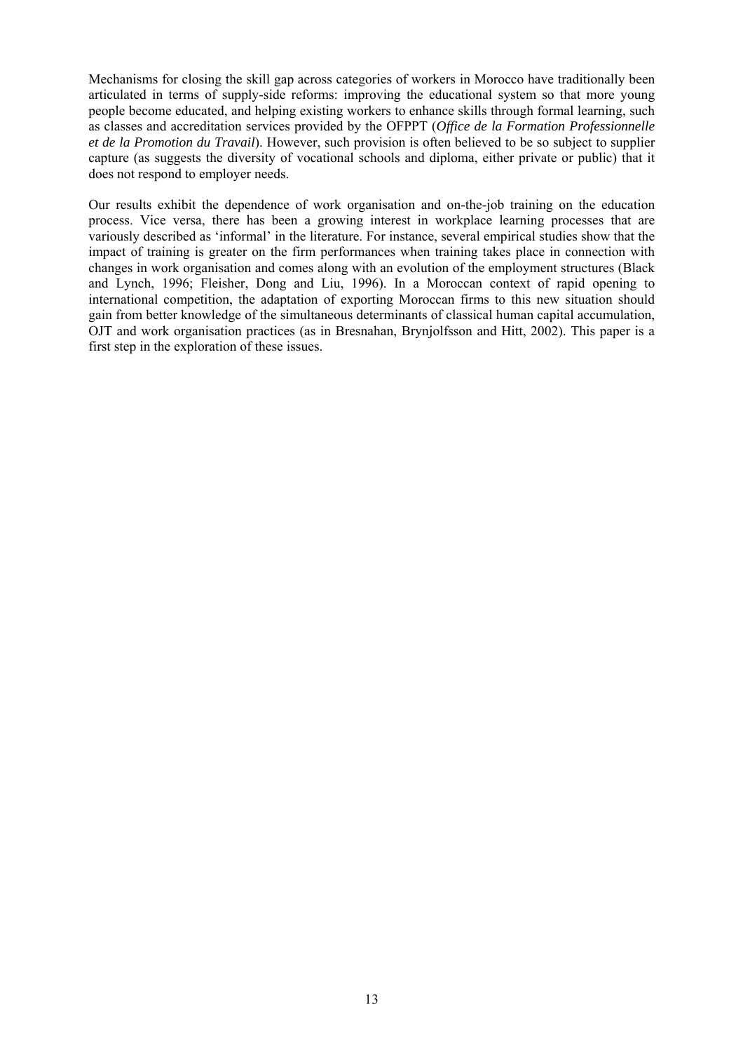Mechanisms for closing the skill gap across categories of workers in Morocco have traditionally been articulated in terms of supply-side reforms: improving the educational system so that more young people become educated, and helping existing workers to enhance skills through formal learning, such as classes and accreditation services provided by the OFPPT (*Office de la Formation Professionnelle et de la Promotion du Travail*). However, such provision is often believed to be so subject to supplier capture (as suggests the diversity of vocational schools and diploma, either private or public) that it does not respond to employer needs.

Our results exhibit the dependence of work organisation and on-the-job training on the education process. Vice versa, there has been a growing interest in workplace learning processes that are variously described as 'informal' in the literature. For instance, several empirical studies show that the impact of training is greater on the firm performances when training takes place in connection with changes in work organisation and comes along with an evolution of the employment structures (Black and Lynch, 1996; Fleisher, Dong and Liu, 1996). In a Moroccan context of rapid opening to international competition, the adaptation of exporting Moroccan firms to this new situation should gain from better knowledge of the simultaneous determinants of classical human capital accumulation, OJT and work organisation practices (as in Bresnahan, Brynjolfsson and Hitt, 2002). This paper is a first step in the exploration of these issues.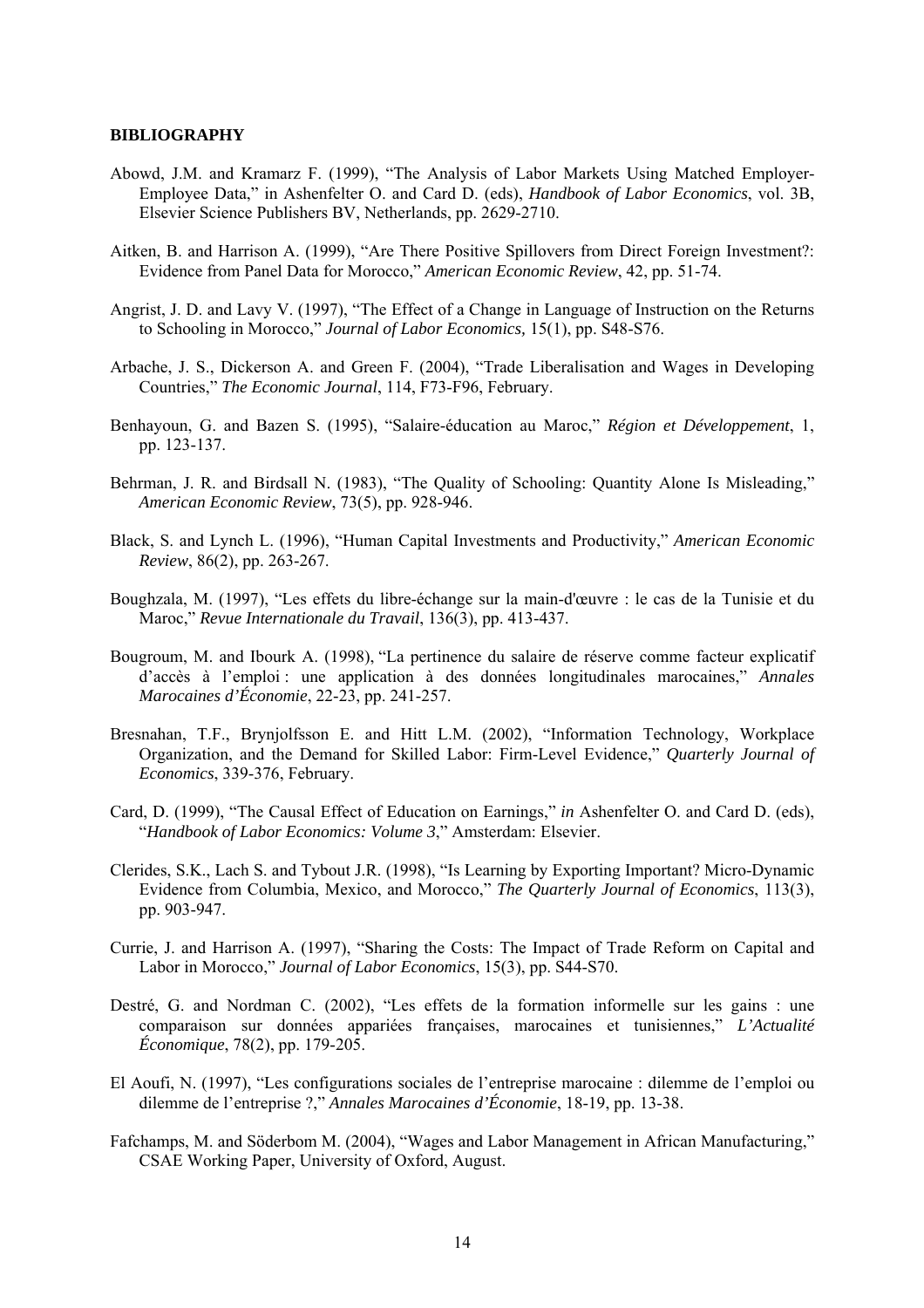## BIBLIOGRAPHY

Abowd, J.M. and Kramarz F. (1999), "The Analysis of Labor Markets Using Matched Employer-Employee Data," in Ashenfelter O. and Card D. (eds), *Handbook of Labor Economics*, vol. 3B, Elsevier Science Publishers BV, Netherlands, pp. 2629-2710.

Aitken, B. and Harrison A. (1999), "Are There Positive Spillovers from Direct Foreign Investment?: Evidence from Panel Data for Morocco," *American Economic Review*, 42, pp. 51-74.

Angrist, J. D. and Lavy V. (1997), "The Effect of a Change in Language of Instruction on the Returns to Schooling in Morocco," *Journal of Labor Economics,* 15(1), pp. S48-S76.

Arbache, J. S., Dickerson A. and Green F. (2004), "Trade Liberalisation and Wages in Developing Countries," *The Economic Journal*, 114, F73-F96, February.

Benhayoun, G. and Bazen S. (1995), "Salaire-éducation au Maroc," *Région et Développement*, 1, pp. 123-137.

Behrman, J. R. and Birdsall N. (1983), "The Quality of Schooling: Quantity Alone Is Misleading," *American Economic Review*, 73(5), pp. 928-946.

Black, S. and Lynch L. (1996), "Human Capital Investments and Productivity," *American Economic Review*, 86(2), pp. 263-267.

Boughzala, M. (1997), "Les effets du libre-échange sur la main-d'œuvre : le cas de la Tunisie et du Maroc," *Revue Internationale du Travail*, 136(3), pp. 413-437.

Bougroum, M. and Ibourk A. (1998), "La pertinence du salaire de réserve comme facteur explicatif d'accès à l'emploi : une application à des données longitudinales marocaines," *Annales Marocaines d'Économie*, 22-23, pp. 241-257.

Bresnahan, T.F., Brynjolfsson E. and Hitt L.M. (2002), "Information Technology, Workplace Organization, and the Demand for Skilled Labor: Firm-Level Evidence," *Quarterly Journal of Economics*, 339-376, February.

Card, D. (1999), "The Causal Effect of Education on Earnings," *in* Ashenfelter O. and Card D. (eds), "*Handbook of Labor Economics: Volume 3*," Amsterdam: Elsevier.

Clerides, S.K., Lach S. and Tybout J.R. (1998), "Is Learning by Exporting Important? Micro-Dynamic Evidence from Columbia, Mexico, and Morocco," *The Quarterly Journal of Economics*, 113(3), pp. 903-947.

Currie, J. and Harrison A. (1997), "Sharing the Costs: The Impact of Trade Reform on Capital and Labor in Morocco," *Journal of Labor Economics*, 15(3), pp. S44-S70.

Destré, G. and Nordman C. (2002), "Les effets de la formation informelle sur les gains : une comparaison sur données appariées françaises, marocaines et tunisiennes," *L'Actualité Économique*, 78(2), pp. 179-205.

El Aoufi, N. (1997), "Les configurations sociales de l'entreprise marocaine : dilemme de l'emploi ou dilemme de l'entreprise ?," *Annales Marocaines d'Économie*, 18-19, pp. 13-38.

Fafchamps, M. and Söderbom M. (2004), "Wages and Labor Management in African Manufacturing," CSAE Working Paper, University of Oxford, August.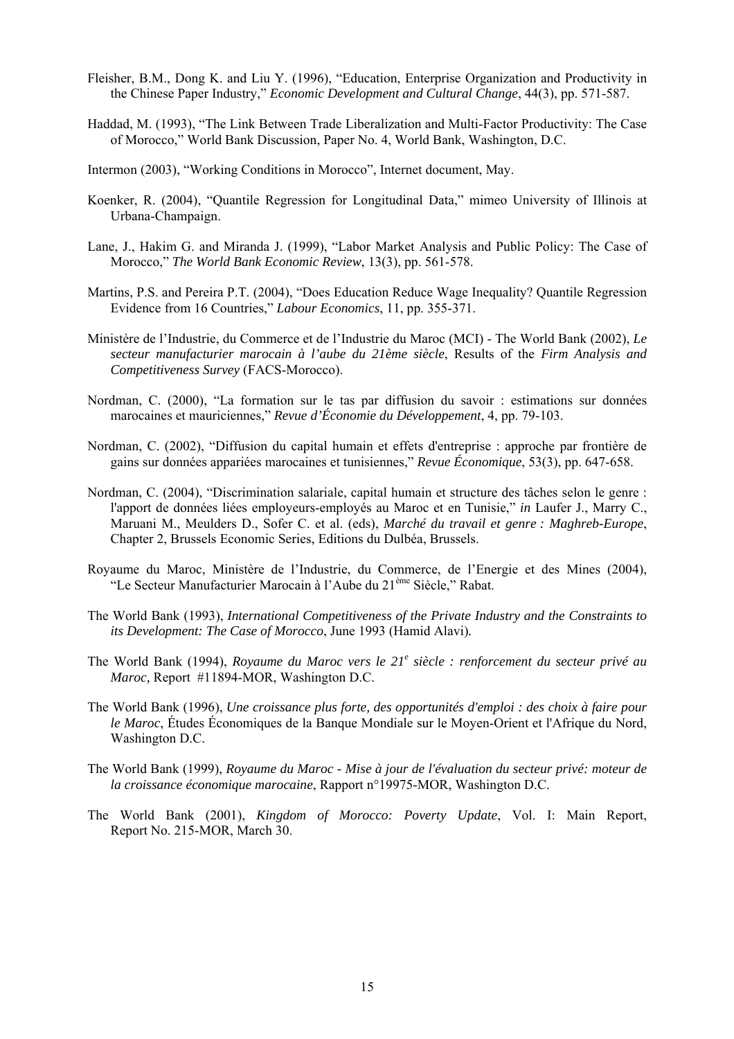Fleisher, B.M., Dong K. and Liu Y. (1996), "Education, Enterprise Organization and Productivity in the Chinese Paper Industry," *Economic Development and Cultural Change*, 44(3), pp. 571-587.

Haddad, M. (1993), "The Link Between Trade Liberalization and Multi-Factor Productivity: The Case of Morocco," World Bank Discussion, Paper No. 4, World Bank, Washington, D.C.

Intermon (2003), "Working Conditions in Morocco", Internet document, May.

Koenker, R. (2004), "Quantile Regression for Longitudinal Data," mimeo University of Illinois at Urbana-Champaign.

Lane, J., Hakim G. and Miranda J. (1999), "Labor Market Analysis and Public Policy: The Case of Morocco," *The World Bank Economic Review*, 13(3), pp. 561-578.

Martins, P.S. and Pereira P.T. (2004), "Does Education Reduce Wage Inequality? Quantile Regression Evidence from 16 Countries," *Labour Economics*, 11, pp. 355-371.

Ministère de l'Industrie, du Commerce et de l'Industrie du Maroc (MCI) - The World Bank (2002), *Le secteur manufacturier marocain à l'aube du 21ème siècle*, Results of the *Firm Analysis and Competitiveness Survey* (FACS-Morocco).

Nordman, C. (2000), "La formation sur le tas par diffusion du savoir : estimations sur données marocaines et mauriciennes," *Revue d'Économie du Développement*, 4, pp. 79-103.

Nordman, C. (2002), "Diffusion du capital humain et effets d'entreprise : approche par frontière de gains sur données appariées marocaines et tunisiennes," *Revue Économique*, 53(3), pp. 647-658.

Nordman, C. (2004), "Discrimination salariale, capital humain et structure des tâches selon le genre : l'apport de données liées employeurs-employés au Maroc et en Tunisie," *in* Laufer J., Marry C., Maruani M., Meulders D., Sofer C. et al. (eds), *Marché du travail et genre : Maghreb-Europe*, Chapter 2, Brussels Economic Series, Editions du Dulbéa, Brussels.

Royaume du Maroc, Ministère de l'Industrie, du Commerce, de l'Energie et des Mines (2004), "Le Secteur Manufacturier Marocain à l'Aube du 21ème Siècle," Rabat.

The World Bank (1993), *International Competitiveness of the Private Industry and the Constraints to its Development: The Case of Morocco*, June 1993 (Hamid Alavi).

The World Bank (1994), *Royaume du Maroc vers le 21e siècle : renforcement du secteur privé au Maroc,* Report #11894-MOR, Washington D.C.

The World Bank (1996), *Une croissance plus forte, des opportunités d'emploi : des choix à faire pour le Maroc*, Études Économiques de la Banque Mondiale sur le Moyen-Orient et l'Afrique du Nord, Washington D.C.

The World Bank (1999), *Royaume du Maroc - Mise à jour de l'évaluation du secteur privé: moteur de la croissance économique marocaine*, Rapport n°19975-MOR, Washington D.C.

The World Bank (2001), *Kingdom of Morocco: Poverty Update*, Vol. I: Main Report, Report No. 215-MOR, March 30.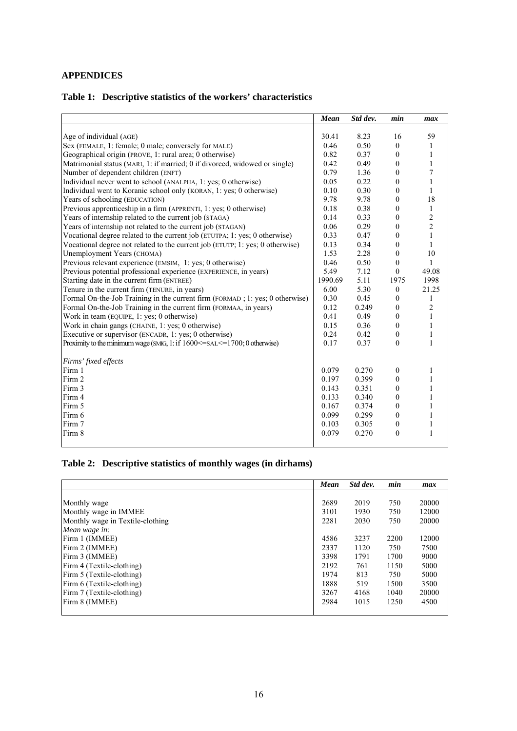## APPENDICES

### Table 1: Descriptive statistics of the workers' characteristics

| | *Mean* | *Std dev.* | *min* | *max* |
|---|---|---|---|---|
| Age of individual (AGE) | 30.41 | 8.23 | 16 | 59 |
| Sex (FEMALE, 1: female; 0 male; conversely for MALE) | 0.46 | 0.50 | 0 | 1 |
| Geographical origin (PROVE, 1: rural area; 0 otherwise) | 0.82 | 0.37 | 0 | 1 |
| Matrimonial status (MARI, 1: if married; 0 if divorced, widowed or single) | 0.42 | 0.49 | 0 | 1 |
| Number of dependent children (ENFT) | 0.79 | 1.36 | 0 | 7 |
| Individual never went to school (ANALPHA, 1: yes; 0 otherwise) | 0.05 | 0.22 | 0 | 1 |
| Individual went to Koranic school only (KORAN, 1: yes; 0 otherwise) | 0.10 | 0.30 | 0 | 1 |
| Years of schooling (EDUCATION) | 9.78 | 9.78 | 0 | 18 |
| Previous apprenticeship in a firm (APPRENTI, 1: yes; 0 otherwise) | 0.18 | 0.38 | 0 | 1 |
| Years of internship related to the current job (STAGA) | 0.14 | 0.33 | 0 | 2 |
| Years of internship not related to the current job (STAGAN) | 0.06 | 0.29 | 0 | 2 |
| Vocational degree related to the current job (ETUTPA; 1: yes; 0 otherwise) | 0.33 | 0.47 | 0 | 1 |
| Vocational degree not related to the current job (ETUTP; 1: yes; 0 otherwise) | 0.13 | 0.34 | 0 | 1 |
| Unemployment Years (CHOMA) | 1.53 | 2.28 | 0 | 10 |
| Previous relevant experience (EMSIM, 1: yes; 0 otherwise) | 0.46 | 0.50 | 0 | 1 |
| Previous potential professional experience (EXPERIENCE, in years) | 5.49 | 7.12 | 0 | 49.08 |
| Starting date in the current firm (ENTREE) | 1990.69 | 5.11 | 1975 | 1998 |
| Tenure in the current firm (TENURE, in years) | 6.00 | 5.30 | 0 | 21.25 |
| Formal On-the-Job Training in the current firm (FORMAD ; 1: yes; 0 otherwise) | 0.30 | 0.45 | 0 | 1 |
| Formal On-the-Job Training in the current firm (FORMAA, in years) | 0.12 | 0.249 | 0 | 2 |
| Work in team (EQUIPE, 1: yes; 0 otherwise) | 0.41 | 0.49 | 0 | 1 |
| Work in chain gangs (CHAINE, 1: yes; 0 otherwise) | 0.15 | 0.36 | 0 | 1 |
| Executive or supervisor (ENCADR, 1: yes; 0 otherwise) | 0.24 | 0.42 | 0 | 1 |
| Proximity to the minimum wage (SMIG, 1: if 1600<=SAL<=1700; 0 otherwise) | 0.17 | 0.37 | 0 | 1 |
| *Firms' fixed effects* | | | | |
| Firm 1 | 0.079 | 0.270 | 0 | 1 |
| Firm 2 | 0.197 | 0.399 | 0 | 1 |
| Firm 3 | 0.143 | 0.351 | 0 | 1 |
| Firm 4 | 0.133 | 0.340 | 0 | 1 |
| Firm 5 | 0.167 | 0.374 | 0 | 1 |
| Firm 6 | 0.099 | 0.299 | 0 | 1 |
| Firm 7 | 0.103 | 0.305 | 0 | 1 |
| Firm 8 | 0.079 | 0.270 | 0 | 1 |

### Table 2: Descriptive statistics of monthly wages (in dirhams)

| | *Mean* | *Std dev.* | *min* | *max* |
|---|---|---|---|---|
| Monthly wage | 2689 | 2019 | 750 | 20000 |
| Monthly wage in IMMEE | 3101 | 1930 | 750 | 12000 |
| Monthly wage in Textile-clothing | 2281 | 2030 | 750 | 20000 |
| *Mean wage in:* | | | | |
| Firm 1 (IMMEE) | 4586 | 3237 | 2200 | 12000 |
| Firm 2 (IMMEE) | 2337 | 1120 | 750 | 7500 |
| Firm 3 (IMMEE) | 3398 | 1791 | 1700 | 9000 |
| Firm 4 (Textile-clothing) | 2192 | 761 | 1150 | 5000 |
| Firm 5 (Textile-clothing) | 1974 | 813 | 750 | 5000 |
| Firm 6 (Textile-clothing) | 1888 | 519 | 1500 | 3500 |
| Firm 7 (Textile-clothing) | 3267 | 4168 | 1040 | 20000 |
| Firm 8 (IMMEE) | 2984 | 1015 | 1250 | 4500 |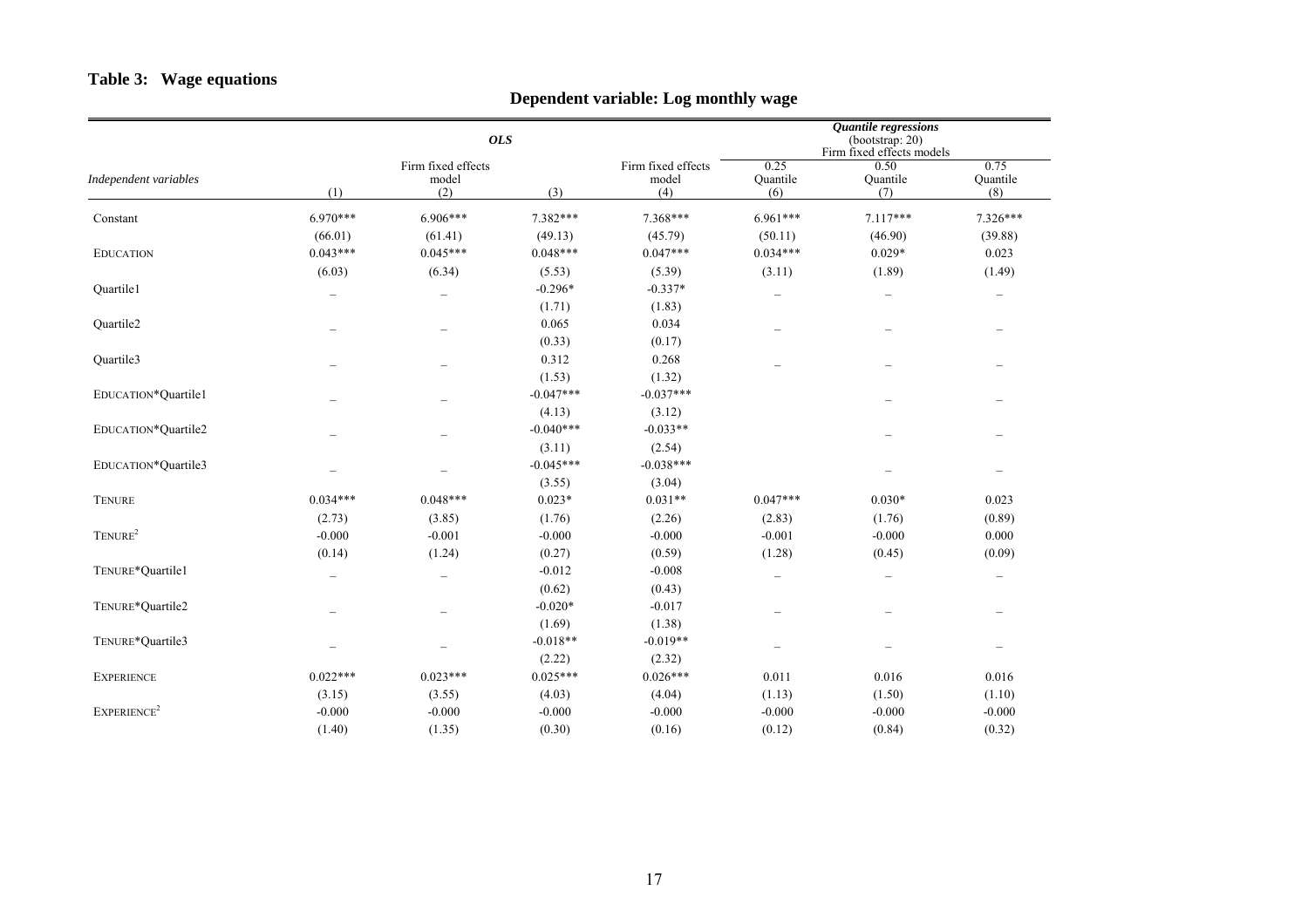## Table 3: Wage equations

**Dependent variable: Log monthly wage**

| | *OLS* | | | | *Quantile regressions* (bootstrap: 20) Firm fixed effects models | | |
|---|---|---|---|---|---|---|---|
| *Independent variables* | (1) | Firm fixed effects model (2) | (3) | Firm fixed effects model (4) | 0.25 Quantile (6) | 0.50 Quantile (7) | 0.75 Quantile (8) |
| Constant | 6.970*** | 6.906*** | 7.382*** | 7.368*** | 6.961*** | 7.117*** | 7.326*** |
| | (66.01) | (61.41) | (49.13) | (45.79) | (50.11) | (46.90) | (39.88) |
| EDUCATION | 0.043*** | 0.045*** | 0.048*** | 0.047*** | 0.034*** | 0.029* | 0.023 |
| | (6.03) | (6.34) | (5.53) | (5.39) | (3.11) | (1.89) | (1.49) |
| Quartile1 | – | – | -0.296* | -0.337* | – | – | – |
| | | | (1.71) | (1.83) | | | |
| Quartile2 | – | – | 0.065 | 0.034 | – | – | – |
| | | | (0.33) | (0.17) | | | |
| Quartile3 | – | – | 0.312 | 0.268 | – | – | – |
| | | | (1.53) | (1.32) | | | |
| EDUCATION*Quartile1 | – | – | -0.047*** | -0.037*** | | – | – |
| | | | (4.13) | (3.12) | | | |
| EDUCATION*Quartile2 | – | – | -0.040*** | -0.033** | | – | – |
| | | | (3.11) | (2.54) | | | |
| EDUCATION*Quartile3 | – | – | -0.045*** | -0.038*** | | – | – |
| | | | (3.55) | (3.04) | | | |
| TENURE | 0.034*** | 0.048*** | 0.023* | 0.031** | 0.047*** | 0.030* | 0.023 |
| | (2.73) | (3.85) | (1.76) | (2.26) | (2.83) | (1.76) | (0.89) |
| $\text{TENURE}^2$ | -0.000 | -0.001 | -0.000 | -0.000 | -0.001 | -0.000 | 0.000 |
| | (0.14) | (1.24) | (0.27) | (0.59) | (1.28) | (0.45) | (0.09) |
| TENURE*Quartile1 | – | – | -0.012 | -0.008 | – | – | – |
| | | | (0.62) | (0.43) | | | |
| TENURE*Quartile2 | – | – | -0.020* | -0.017 | – | – | – |
| | | | (1.69) | (1.38) | | | |
| TENURE*Quartile3 | – | – | -0.018** | -0.019** | – | – | – |
| | | | (2.22) | (2.32) | | | |
| EXPERIENCE | 0.022*** | 0.023*** | 0.025*** | 0.026*** | 0.011 | 0.016 | 0.016 |
| | (3.15) | (3.55) | (4.03) | (4.04) | (1.13) | (1.50) | (1.10) |
| $\text{EXPERIENCE}^2$ | -0.000 | -0.000 | -0.000 | -0.000 | -0.000 | -0.000 | -0.000 |
| | (1.40) | (1.35) | (0.30) | (0.16) | (0.12) | (0.84) | (0.32) |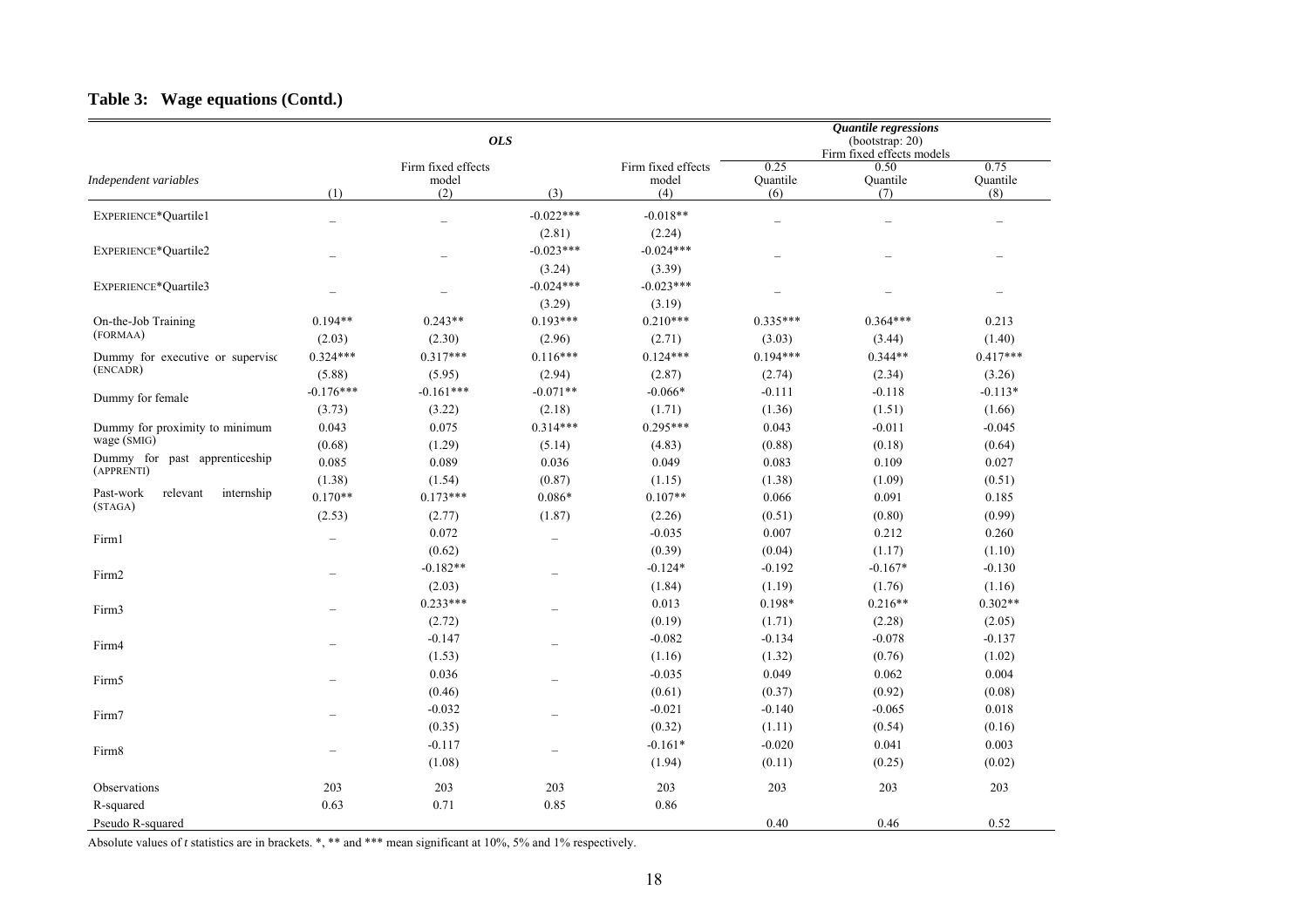## Table 3: Wage equations (Contd.)

| Independent variables | OLS (1) | OLS Firm fixed effects model (2) | OLS (3) | OLS Firm fixed effects model (4) | Quantile regressions (bootstrap: 20) Firm fixed effects models 0.25 Quantile (6) | 0.50 Quantile (7) | 0.75 Quantile (8) |
|---|---|---|---|---|---|---|---|
| EXPERIENCE*Quartile1 | – | – | -0.022*** | -0.018** | – | – | – |
| | | | (2.81) | (2.24) | | | |
| EXPERIENCE*Quartile2 | – | – | -0.023*** | -0.024*** | – | – | – |
| | | | (3.24) | (3.39) | | | |
| EXPERIENCE*Quartile3 | – | – | -0.024*** | -0.023*** | – | – | – |
| | | | (3.29) | (3.19) | | | |
| On-the-Job Training (FORMAA) | 0.194** | 0.243** | 0.193*** | 0.210*** | 0.335*** | 0.364*** | 0.213 |
| | (2.03) | (2.30) | (2.96) | (2.71) | (3.03) | (3.44) | (1.40) |
| Dummy for executive or supervisc (ENCADR) | 0.324*** | 0.317*** | 0.116*** | 0.124*** | 0.194*** | 0.344** | 0.417*** |
| | (5.88) | (5.95) | (2.94) | (2.87) | (2.74) | (2.34) | (3.26) |
| Dummy for female | -0.176*** | -0.161*** | -0.071** | -0.066* | -0.111 | -0.118 | -0.113* |
| | (3.73) | (3.22) | (2.18) | (1.71) | (1.36) | (1.51) | (1.66) |
| Dummy for proximity to minimum wage (SMIG) | 0.043 | 0.075 | 0.314*** | 0.295*** | 0.043 | -0.011 | -0.045 |
| | (0.68) | (1.29) | (5.14) | (4.83) | (0.88) | (0.18) | (0.64) |
| Dummy for past apprenticeship (APPRENTI) | 0.085 | 0.089 | 0.036 | 0.049 | 0.083 | 0.109 | 0.027 |
| | (1.38) | (1.54) | (0.87) | (1.15) | (1.38) | (1.09) | (0.51) |
| Past-work relevant internship (STAGA) | 0.170** | 0.173*** | 0.086* | 0.107** | 0.066 | 0.091 | 0.185 |
| | (2.53) | (2.77) | (1.87) | (2.26) | (0.51) | (0.80) | (0.99) |
| Firm1 | – | 0.072 | – | -0.035 | 0.007 | 0.212 | 0.260 |
| | | (0.62) | | (0.39) | (0.04) | (1.17) | (1.10) |
| Firm2 | – | -0.182** | – | -0.124* | -0.192 | -0.167* | -0.130 |
| | | (2.03) | | (1.84) | (1.19) | (1.76) | (1.16) |
| Firm3 | – | 0.233*** | – | 0.013 | 0.198* | 0.216** | 0.302** |
| | | (2.72) | | (0.19) | (1.71) | (2.28) | (2.05) |
| Firm4 | – | -0.147 | – | -0.082 | -0.134 | -0.078 | -0.137 |
| | | (1.53) | | (1.16) | (1.32) | (0.76) | (1.02) |
| Firm5 | – | 0.036 | – | -0.035 | 0.049 | 0.062 | 0.004 |
| | | (0.46) | | (0.61) | (0.37) | (0.92) | (0.08) |
| Firm7 | – | -0.032 | – | -0.021 | -0.140 | -0.065 | 0.018 |
| | | (0.35) | | (0.32) | (1.11) | (0.54) | (0.16) |
| Firm8 | – | -0.117 | – | -0.161* | -0.020 | 0.041 | 0.003 |
| | | (1.08) | | (1.94) | (0.11) | (0.25) | (0.02) |
| Observations | 203 | 203 | 203 | 203 | 203 | 203 | 203 |
| R-squared | 0.63 | 0.71 | 0.85 | 0.86 | | | |
| Pseudo R-squared | | | | | 0.40 | 0.46 | 0.52 |

Absolute values of *t* statistics are in brackets. *, ** and *** mean significant at 10%, 5% and 1% respectively.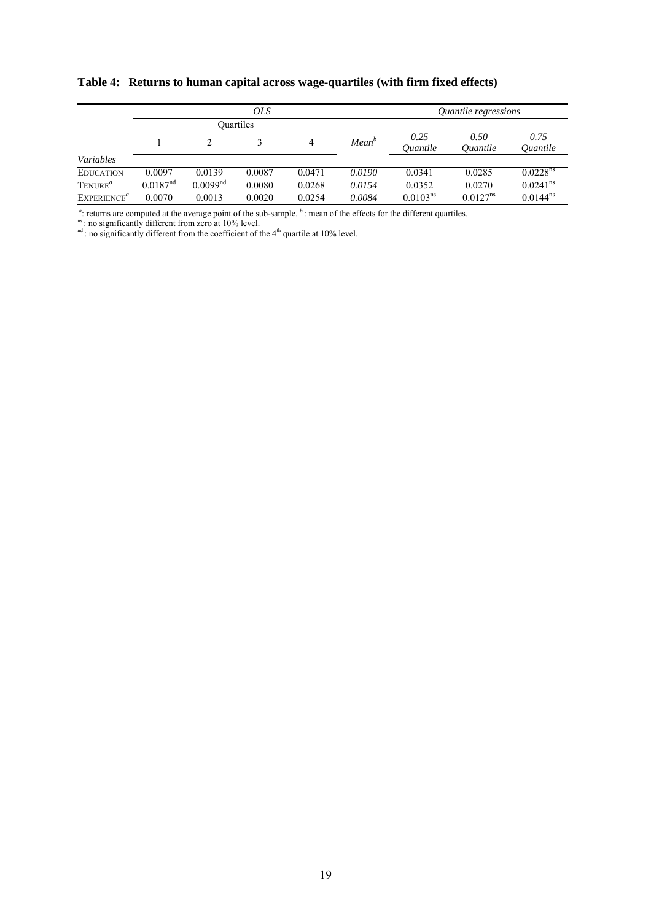**Table 4: Returns to human capital across wage-quartiles (with firm fixed effects)**

| | *OLS* | | | | | *Quantile regressions* | | |
|---|---|---|---|---|---|---|---|---|
| | Quartiles | | | | | | | |
| | 1 | 2 | 3 | 4 | *Mean*[b] | *0.25 Quantile* | *0.50 Quantile* | *0.75 Quantile* |
| *Variables* | | | | | | | | |
| EDUCATION | 0.0097 | 0.0139 | 0.0087 | 0.0471 | *0.0190* | 0.0341 | 0.0285 | 0.0228[ns] |
| TENURE[a] | 0.0187[nd] | 0.0099[nd] | 0.0080 | 0.0268 | *0.0154* | 0.0352 | 0.0270 | 0.0241[ns] |
| EXPERIENCE[a] | 0.0070 | 0.0013 | 0.0020 | 0.0254 | *0.0084* | 0.0103[ns] | 0.0127[ns] | 0.0144[ns] |

[a]: returns are computed at the average point of the sub-sample. [b]: mean of the effects for the different quartiles.
[ns]: no significantly different from zero at 10% level.
[nd]: no significantly different from the coefficient of the 4[th] quartile at 10% level.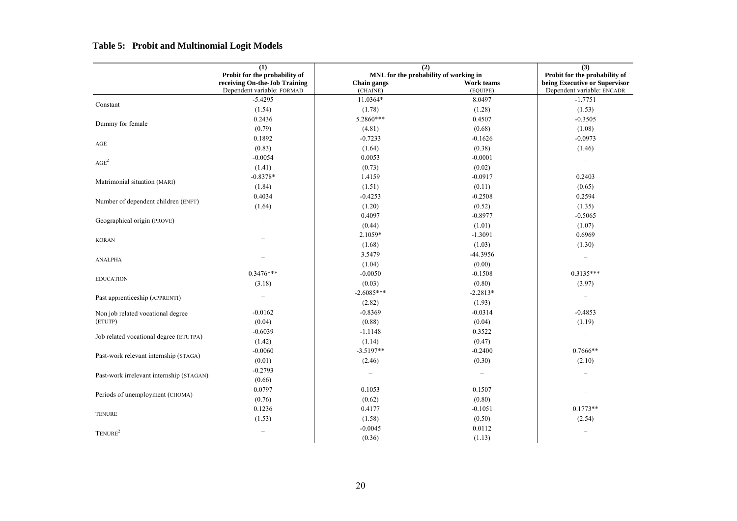## Table 5: Probit and Multinomial Logit Models

| | (1) Probit for the probability of receiving On-the-Job Training Dependent variable: FORMAD | (2) MNL for the probability of working in Chain gangs (CHAINE) | Work teams (EQUIPE) | (3) Probit for the probability of being Executive or Supervisor Dependent variable: ENCADR |
|---|---|---|---|---|
| Constant | -5.4295 | 11.0364* | 8.0497 | -1.7751 |
| | (1.54) | (1.78) | (1.28) | (1.53) |
| Dummy for female | 0.2436 | 5.2860*** | 0.4507 | -0.3505 |
| | (0.79) | (4.81) | (0.68) | (1.08) |
| AGE | 0.1892 | -0.7233 | -0.1626 | -0.0973 |
| | (0.83) | (1.64) | (0.38) | (1.46) |
| $AGE^2$ | -0.0054 | 0.0053 | -0.0001 | – |
| | (1.41) | (0.73) | (0.02) | |
| Matrimonial situation (MARI) | -0.8378* | 1.4159 | -0.0917 | 0.2403 |
| | (1.84) | (1.51) | (0.11) | (0.65) |
| Number of dependent children (ENFT) | 0.4034 | -0.4253 | -0.2508 | 0.2594 |
| | (1.64) | (1.20) | (0.52) | (1.35) |
| Geographical origin (PROVE) | – | 0.4097 | -0.8977 | -0.5065 |
| | | (0.44) | (1.01) | (1.07) |
| KORAN | – | 2.1059* | -1.3091 | 0.6969 |
| | | (1.68) | (1.03) | (1.30) |
| ANALPHA | – | 3.5479 | -44.3956 | – |
| | | (1.04) | (0.00) | |
| EDUCATION | 0.3476*** | -0.0050 | -0.1508 | 0.3135*** |
| | (3.18) | (0.03) | (0.80) | (3.97) |
| Past apprenticeship (APPRENTI) | – | -2.6085*** | -2.2813* | – |
| | | (2.82) | (1.93) | |
| Non job related vocational degree (ETUTP) | -0.0162 | -0.8369 | -0.0314 | -0.4853 |
| | (0.04) | (0.88) | (0.04) | (1.19) |
| Job related vocational degree (ETUTPA) | -0.6039 | -1.1148 | 0.3522 | – |
| | (1.42) | (1.14) | (0.47) | |
| Past-work relevant internship (STAGA) | -0.0060 | -3.5197** | -0.2400 | 0.7666** |
| | (0.01) | (2.46) | (0.30) | (2.10) |
| Past-work irrelevant internship (STAGAN) | -0.2793 | – | – | – |
| | (0.66) | | | |
| Periods of unemployment (CHOMA) | 0.0797 | 0.1053 | 0.1507 | – |
| | (0.76) | (0.62) | (0.80) | |
| TENURE | 0.1236 | 0.4177 | -0.1051 | 0.1773** |
| | (1.53) | (1.58) | (0.50) | (2.54) |
| $TENURE^2$ | – | -0.0045 | 0.0112 | – |
| | | (0.36) | (1.13) | |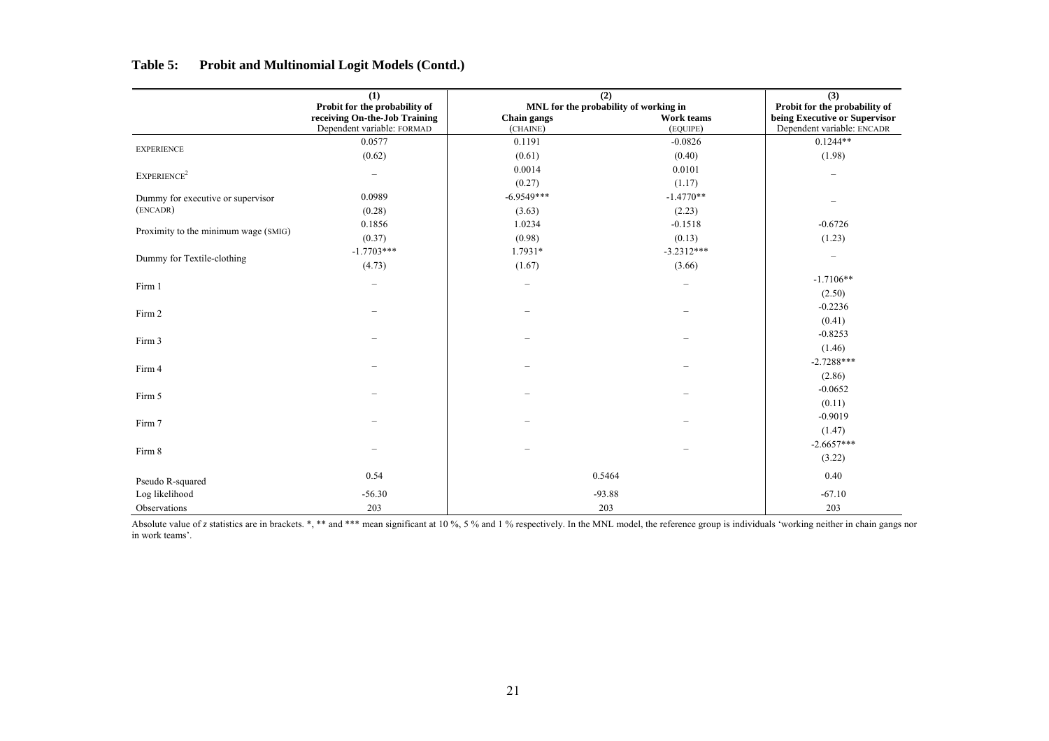## Table 5: Probit and Multinomial Logit Models (Contd.)

| | (1) Probit for the probability of receiving On-the-Job Training Dependent variable: FORMAD | (2) MNL for the probability of working in Chain gangs (CHAINE) | (2) MNL for the probability of working in Work teams (EQUIPE) | (3) Probit for the probability of being Executive or Supervisor Dependent variable: ENCADR |
|---|---|---|---|---|
| EXPERIENCE | 0.0577 | 0.1191 | -0.0826 | 0.1244** |
| | (0.62) | (0.61) | (0.40) | (1.98) |
| EXPERIENCE$^2$ | – | 0.0014 | 0.0101 | – |
| | | (0.27) | (1.17) | |
| Dummy for executive or supervisor (ENCADR) | 0.0989 | -6.9549*** | -1.4770** | – |
| | (0.28) | (3.63) | (2.23) | |
| Proximity to the minimum wage (SMIG) | 0.1856 | 1.0234 | -0.1518 | -0.6726 |
| | (0.37) | (0.98) | (0.13) | (1.23) |
| Dummy for Textile-clothing | -1.7703*** | 1.7931* | -3.2312*** | – |
| | (4.73) | (1.67) | (3.66) | |
| Firm 1 | – | – | – | -1.7106** |
| | | | | (2.50) |
| Firm 2 | – | – | – | -0.2236 |
| | | | | (0.41) |
| Firm 3 | – | – | – | -0.8253 |
| | | | | (1.46) |
| Firm 4 | – | – | – | -2.7288*** |
| | | | | (2.86) |
| Firm 5 | – | – | – | -0.0652 |
| | | | | (0.11) |
| Firm 7 | – | – | – | -0.9019 |
| | | | | (1.47) |
| Firm 8 | – | – | – | -2.6657*** |
| | | | | (3.22) |
| Pseudo R-squared | 0.54 | 0.5464 | | 0.40 |
| Log likelihood | -56.30 | -93.88 | | -67.10 |
| Observations | 203 | 203 | | 203 |

Absolute value of *z* statistics are in brackets. *, ** and *** mean significant at 10 %, 5 % and 1 % respectively. In the MNL model, the reference group is individuals 'working neither in chain gangs nor in work teams'.